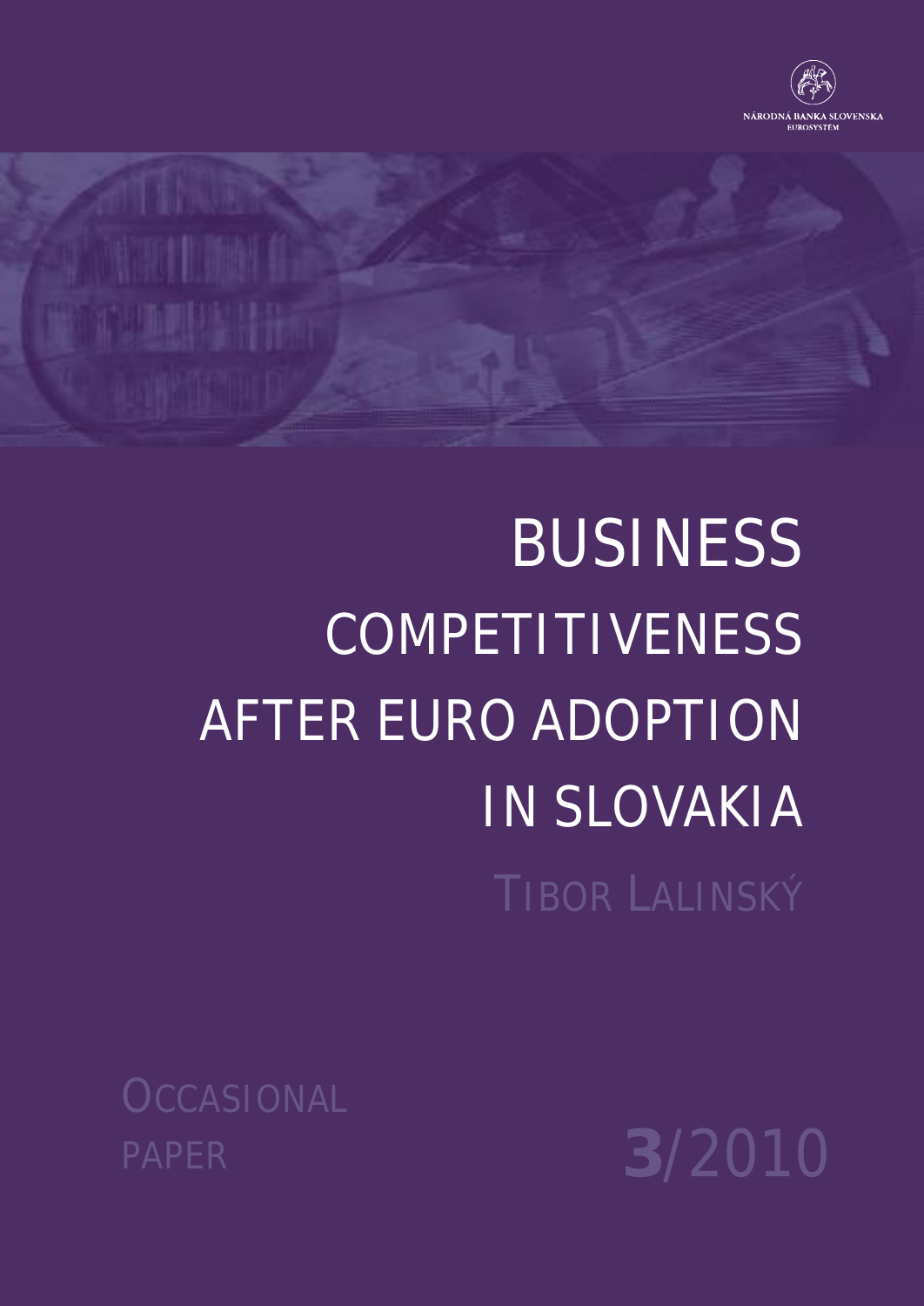NÁRODNÁ BANKA SLOVENSKA
EUROSYSTÉM

# BUSINESS COMPETITIVENESS AFTER EURO ADOPTION IN SLOVAKIA

TIBOR LALINSKÝ

OCCASIONAL PAPER

3/2010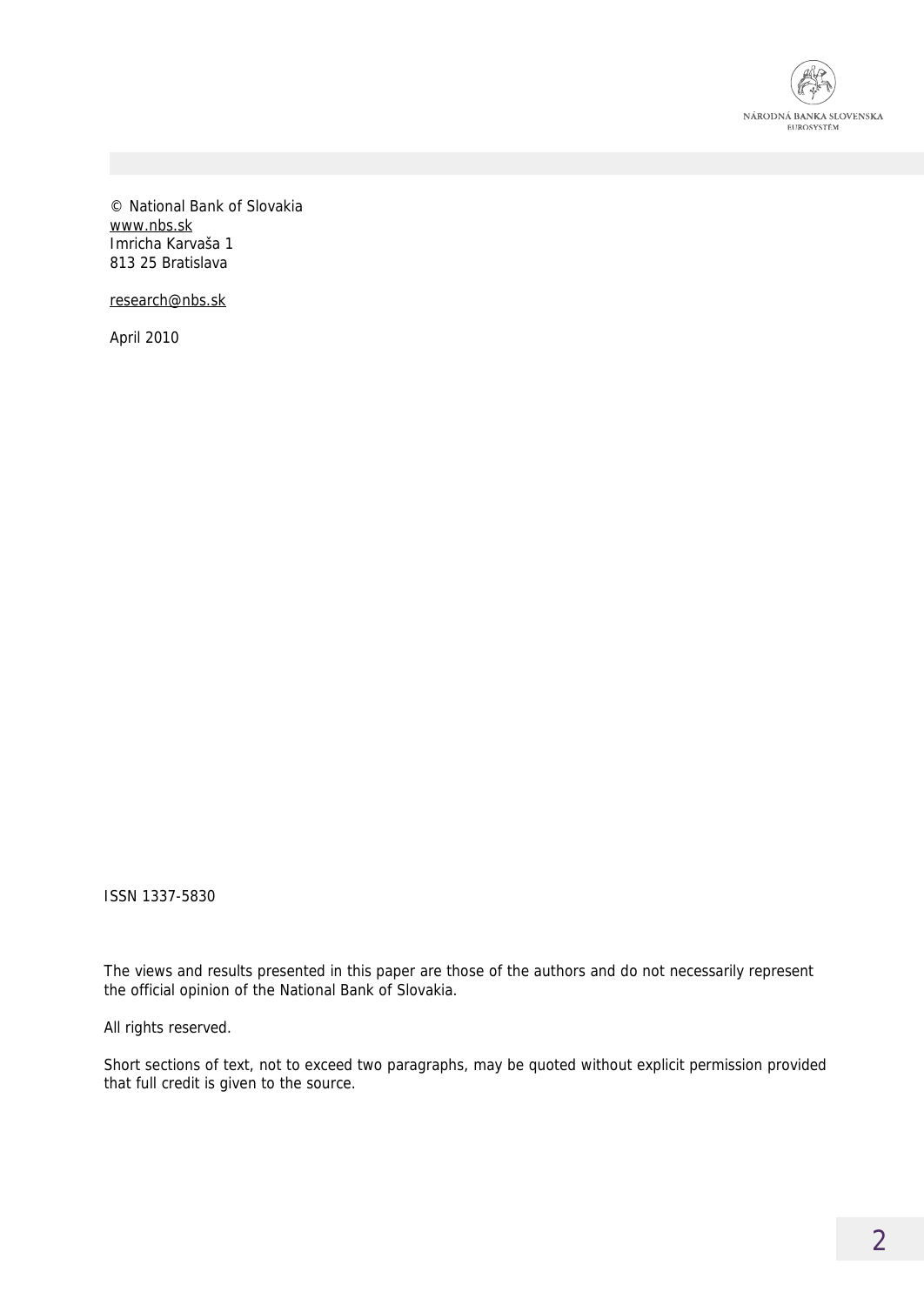© National Bank of Slovakia
www.nbs.sk
Imricha Karvaša 1
813 25 Bratislava

research@nbs.sk

April 2010

ISSN 1337-5830

The views and results presented in this paper are those of the authors and do not necessarily represent the official opinion of the National Bank of Slovakia.

All rights reserved.

Short sections of text, not to exceed two paragraphs, may be quoted without explicit permission provided that full credit is given to the source.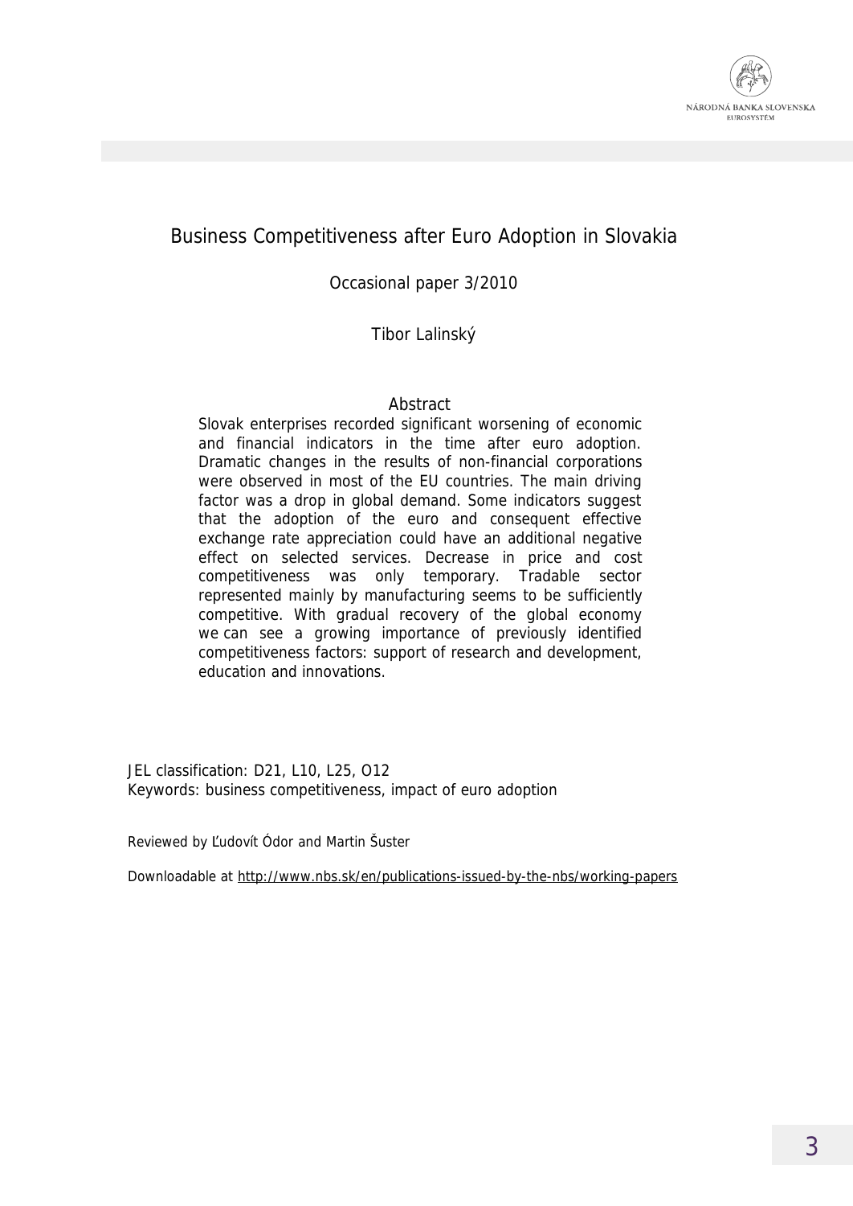# Business Competitiveness after Euro Adoption in Slovakia

Occasional paper 3/2010

Tibor Lalinský

## Abstract

Slovak enterprises recorded significant worsening of economic and financial indicators in the time after euro adoption. Dramatic changes in the results of non-financial corporations were observed in most of the EU countries. The main driving factor was a drop in global demand. Some indicators suggest that the adoption of the euro and consequent effective exchange rate appreciation could have an additional negative effect on selected services. Decrease in price and cost competitiveness was only temporary. Tradable sector represented mainly by manufacturing seems to be sufficiently competitive. With gradual recovery of the global economy we can see a growing importance of previously identified competitiveness factors: support of research and development, education and innovations.

JEL classification: D21, L10, L25, O12
Keywords: business competitiveness, impact of euro adoption

Reviewed by Ľudovít Ódor and Martin Šuster

Downloadable at http://www.nbs.sk/en/publications-issued-by-the-nbs/working-papers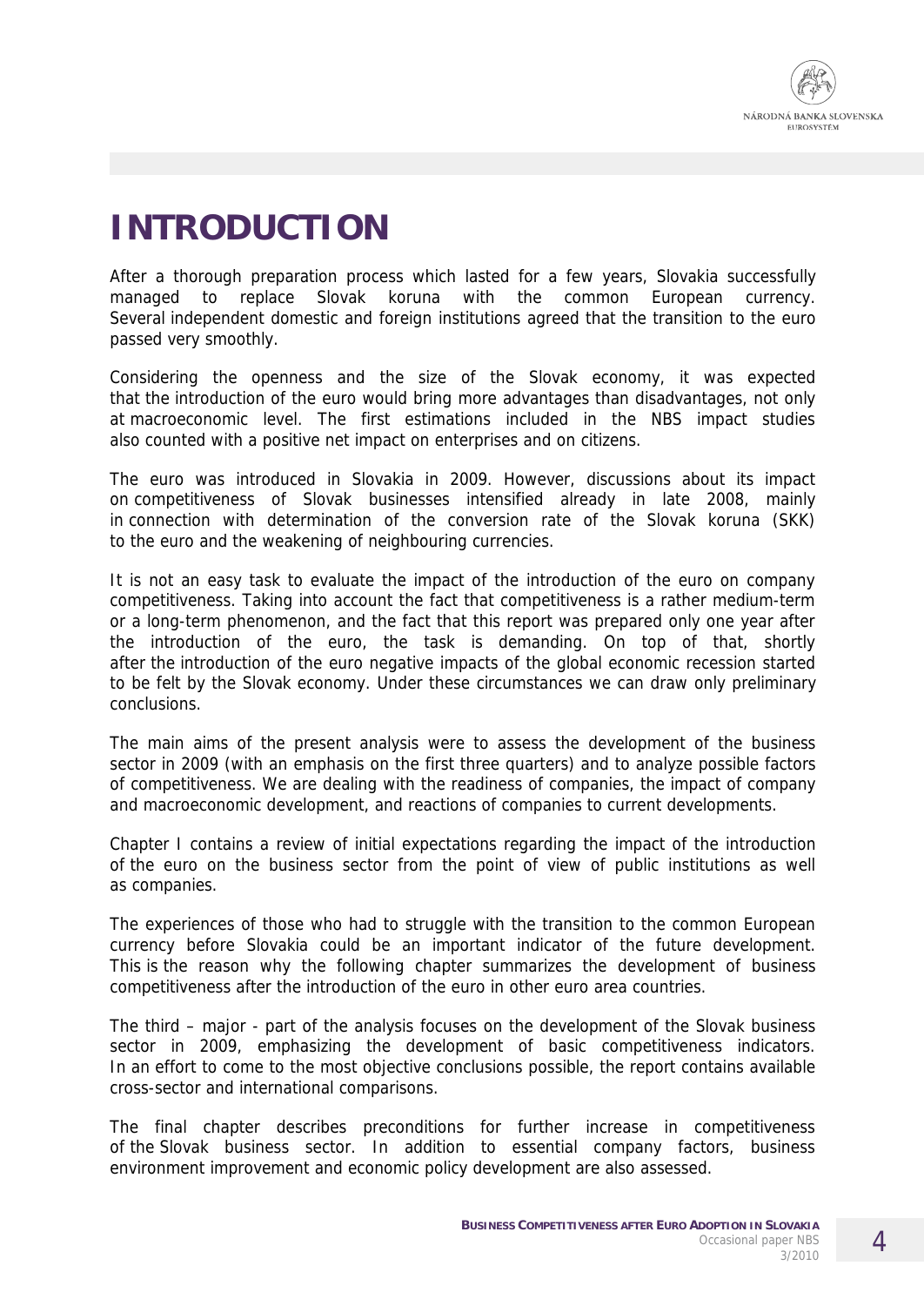# INTRODUCTION

After a thorough preparation process which lasted for a few years, Slovakia successfully managed to replace Slovak koruna with the common European currency. Several independent domestic and foreign institutions agreed that the transition to the euro passed very smoothly.

Considering the openness and the size of the Slovak economy, it was expected that the introduction of the euro would bring more advantages than disadvantages, not only at macroeconomic level. The first estimations included in the NBS impact studies also counted with a positive net impact on enterprises and on citizens.

The euro was introduced in Slovakia in 2009. However, discussions about its impact on competitiveness of Slovak businesses intensified already in late 2008, mainly in connection with determination of the conversion rate of the Slovak koruna (SKK) to the euro and the weakening of neighbouring currencies.

It is not an easy task to evaluate the impact of the introduction of the euro on company competitiveness. Taking into account the fact that competitiveness is a rather medium-term or a long-term phenomenon, and the fact that this report was prepared only one year after the introduction of the euro, the task is demanding. On top of that, shortly after the introduction of the euro negative impacts of the global economic recession started to be felt by the Slovak economy. Under these circumstances we can draw only preliminary conclusions.

The main aims of the present analysis were to assess the development of the business sector in 2009 (with an emphasis on the first three quarters) and to analyze possible factors of competitiveness. We are dealing with the readiness of companies, the impact of company and macroeconomic development, and reactions of companies to current developments.

Chapter I contains a review of initial expectations regarding the impact of the introduction of the euro on the business sector from the point of view of public institutions as well as companies.

The experiences of those who had to struggle with the transition to the common European currency before Slovakia could be an important indicator of the future development. This is the reason why the following chapter summarizes the development of business competitiveness after the introduction of the euro in other euro area countries.

The third – major - part of the analysis focuses on the development of the Slovak business sector in 2009, emphasizing the development of basic competitiveness indicators. In an effort to come to the most objective conclusions possible, the report contains available cross-sector and international comparisons.

The final chapter describes preconditions for further increase in competitiveness of the Slovak business sector. In addition to essential company factors, business environment improvement and economic policy development are also assessed.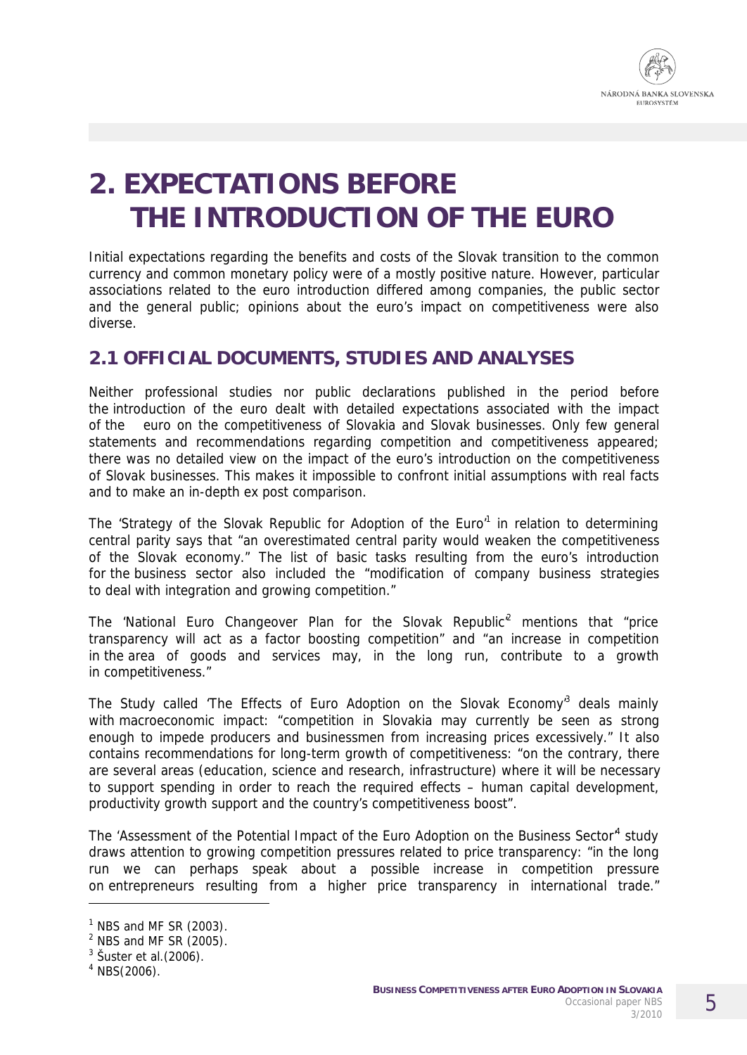# 2. EXPECTATIONS BEFORE THE INTRODUCTION OF THE EURO

Initial expectations regarding the benefits and costs of the Slovak transition to the common currency and common monetary policy were of a mostly positive nature. However, particular associations related to the euro introduction differed among companies, the public sector and the general public; opinions about the euro's impact on competitiveness were also diverse.

## 2.1 OFFICIAL DOCUMENTS, STUDIES AND ANALYSES

Neither professional studies nor public declarations published in the period before the introduction of the euro dealt with detailed expectations associated with the impact of the euro on the competitiveness of Slovakia and Slovak businesses. Only few general statements and recommendations regarding competition and competitiveness appeared; there was no detailed view on the impact of the euro's introduction on the competitiveness of Slovak businesses. This makes it impossible to confront initial assumptions with real facts and to make an in-depth ex post comparison.

The 'Strategy of the Slovak Republic for Adoption of the Euro'[1] in relation to determining central parity says that "an overestimated central parity would weaken the competitiveness of the Slovak economy." The list of basic tasks resulting from the euro's introduction for the business sector also included the "modification of company business strategies to deal with integration and growing competition."

The 'National Euro Changeover Plan for the Slovak Republic'[2] mentions that "price transparency will act as a factor boosting competition" and "an increase in competition in the area of goods and services may, in the long run, contribute to a growth in competitiveness."

The Study called 'The Effects of Euro Adoption on the Slovak Economy'[3] deals mainly with macroeconomic impact: "competition in Slovakia may currently be seen as strong enough to impede producers and businessmen from increasing prices excessively." It also contains recommendations for long-term growth of competitiveness: "on the contrary, there are several areas (education, science and research, infrastructure) where it will be necessary to support spending in order to reach the required effects – human capital development, productivity growth support and the country's competitiveness boost".

The 'Assessment of the Potential Impact of the Euro Adoption on the Business Sector'[4] study draws attention to growing competition pressures related to price transparency: "in the long run we can perhaps speak about a possible increase in competition pressure on entrepreneurs resulting from a higher price transparency in international trade."

---

[1] NBS and MF SR (2003).
[2] NBS and MF SR (2005).
[3] Šuster et al.(2006).
[4] NBS(2006).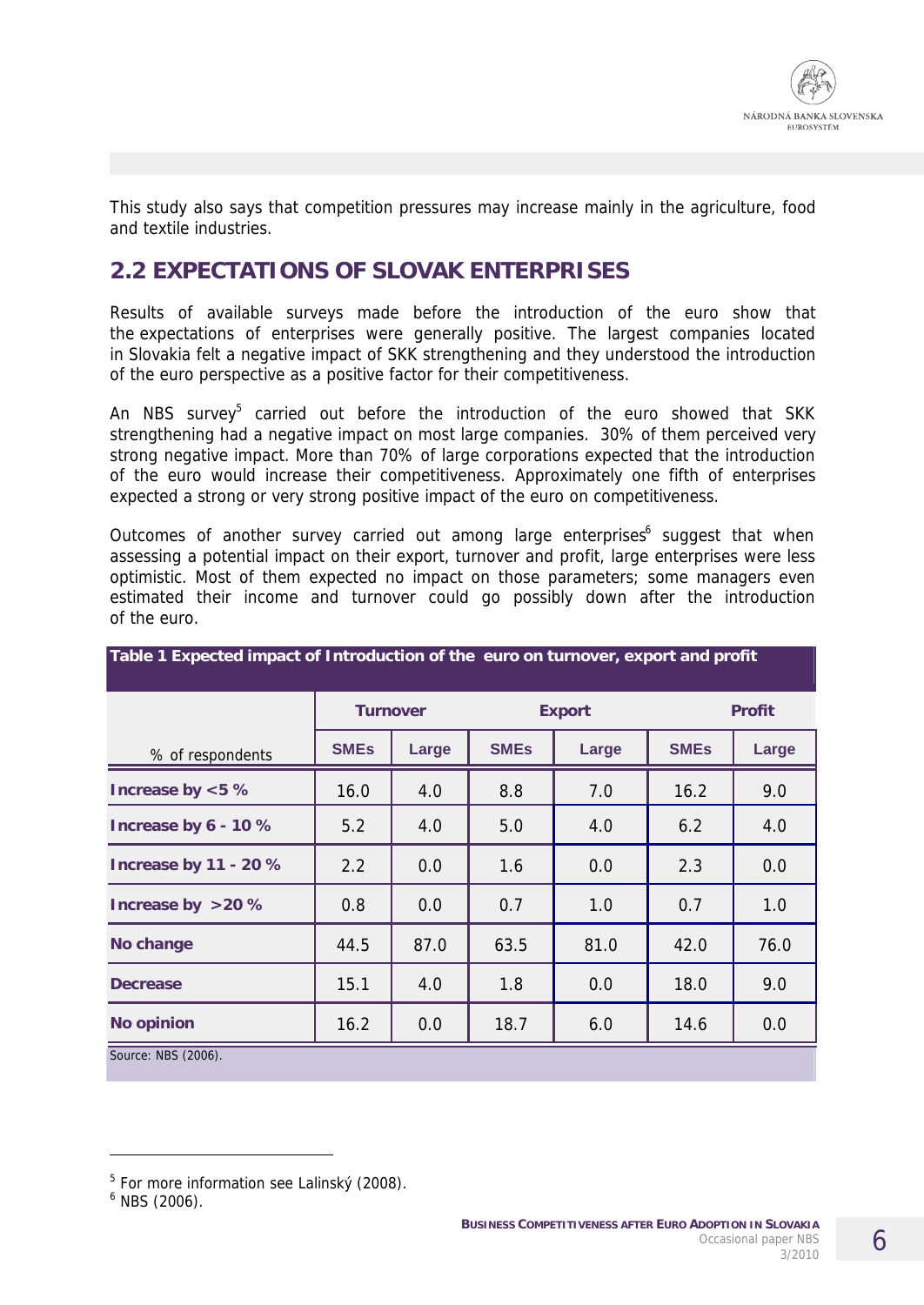This study also says that competition pressures may increase mainly in the agriculture, food and textile industries.

## 2.2 EXPECTATIONS OF SLOVAK ENTERPRISES

Results of available surveys made before the introduction of the euro show that the expectations of enterprises were generally positive. The largest companies located in Slovakia felt a negative impact of SKK strengthening and they understood the introduction of the euro perspective as a positive factor for their competitiveness.

An NBS survey[5] carried out before the introduction of the euro showed that SKK strengthening had a negative impact on most large companies. 30% of them perceived very strong negative impact. More than 70% of large corporations expected that the introduction of the euro would increase their competitiveness. Approximately one fifth of enterprises expected a strong or very strong positive impact of the euro on competitiveness.

Outcomes of another survey carried out among large enterprises[6] suggest that when assessing a potential impact on their export, turnover and profit, large enterprises were less optimistic. Most of them expected no impact on those parameters; some managers even estimated their income and turnover could go possibly down after the introduction of the euro.

**Table 1 Expected impact of Introduction of the euro on turnover, export and profit**

| % of respondents | Turnover | | Export | | Profit | |
|---|---|---|---|---|---|---|
| | SMEs | Large | SMEs | Large | SMEs | Large |
| **Increase by <5 %** | 16.0 | 4.0 | 8.8 | 7.0 | 16.2 | 9.0 |
| **Increase by 6 - 10 %** | 5.2 | 4.0 | 5.0 | 4.0 | 6.2 | 4.0 |
| **Increase by 11 - 20 %** | 2.2 | 0.0 | 1.6 | 0.0 | 2.3 | 0.0 |
| **Increase by >20 %** | 0.8 | 0.0 | 0.7 | 1.0 | 0.7 | 1.0 |
| **No change** | 44.5 | 87.0 | 63.5 | 81.0 | 42.0 | 76.0 |
| **Decrease** | 15.1 | 4.0 | 1.8 | 0.0 | 18.0 | 9.0 |
| **No opinion** | 16.2 | 0.0 | 18.7 | 6.0 | 14.6 | 0.0 |

Source: NBS (2006).

[5] For more information see Lalinský (2008).

[6] NBS (2006).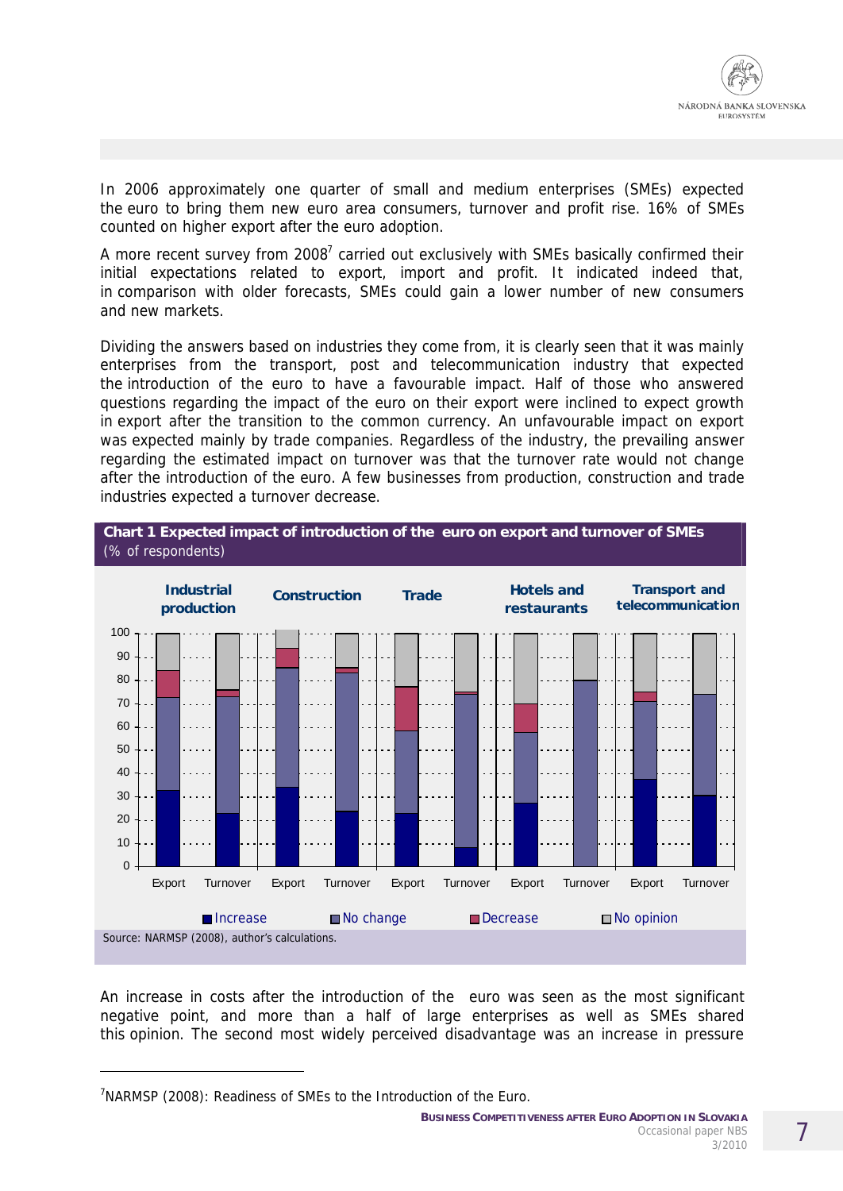In 2006 approximately one quarter of small and medium enterprises (SMEs) expected the euro to bring them new euro area consumers, turnover and profit rise. 16% of SMEs counted on higher export after the euro adoption.

A more recent survey from 2008[7] carried out exclusively with SMEs basically confirmed their initial expectations related to export, import and profit. It indicated indeed that, in comparison with older forecasts, SMEs could gain a lower number of new consumers and new markets.

Dividing the answers based on industries they come from, it is clearly seen that it was mainly enterprises from the transport, post and telecommunication industry that expected the introduction of the euro to have a favourable impact. Half of those who answered questions regarding the impact of the euro on their export were inclined to expect growth in export after the transition to the common currency. An unfavourable impact on export was expected mainly by trade companies. Regardless of the industry, the prevailing answer regarding the estimated impact on turnover was that the turnover rate would not change after the introduction of the euro. A few businesses from production, construction and trade industries expected a turnover decrease.

**Chart 1 Expected impact of introduction of the euro on export and turnover of SMEs**
(% of respondents)

Source: NARMSP (2008), author's calculations.

An increase in costs after the introduction of the euro was seen as the most significant negative point, and more than a half of large enterprises as well as SMEs shared this opinion. The second most widely perceived disadvantage was an increase in pressure

[7] NARMSP (2008): Readiness of SMEs to the Introduction of the Euro.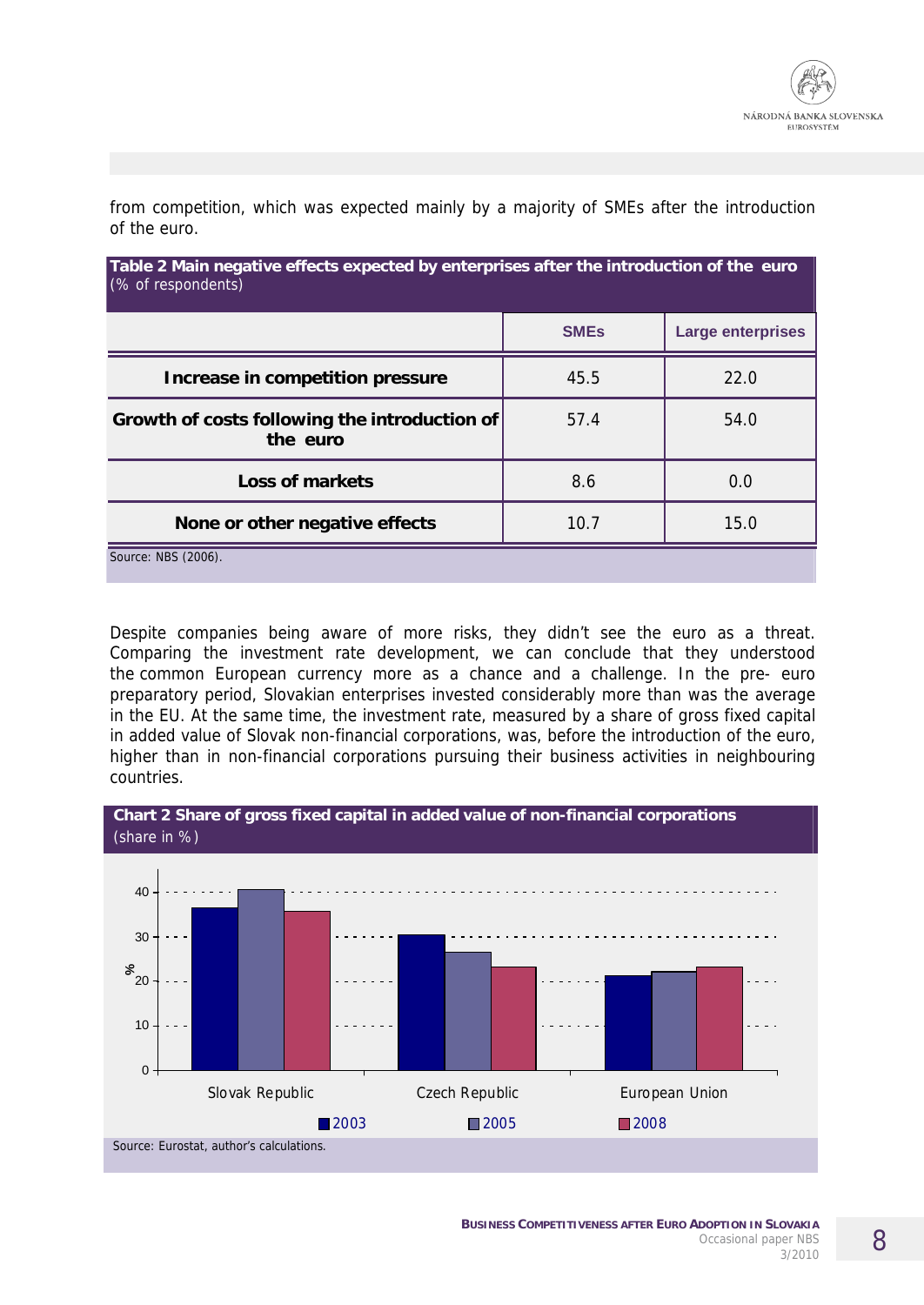from competition, which was expected mainly by a majority of SMEs after the introduction of the euro.

**Table 2 Main negative effects expected by enterprises after the introduction of the euro**
(% of respondents)

| | SMEs | Large enterprises |
|---|---|---|
| **Increase in competition pressure** | 45.5 | 22.0 |
| **Growth of costs following the introduction of the euro** | 57.4 | 54.0 |
| **Loss of markets** | 8.6 | 0.0 |
| **None or other negative effects** | 10.7 | 15.0 |

Source: NBS (2006).

Despite companies being aware of more risks, they didn't see the euro as a threat. Comparing the investment rate development, we can conclude that they understood the common European currency more as a chance and a challenge. In the pre- euro preparatory period, Slovakian enterprises invested considerably more than was the average in the EU. At the same time, the investment rate, measured by a share of gross fixed capital in added value of Slovak non-financial corporations, was, before the introduction of the euro, higher than in non-financial corporations pursuing their business activities in neighbouring countries.

**Chart 2 Share of gross fixed capital in added value of non-financial corporations**
(share in %)

Source: Eurostat, author's calculations.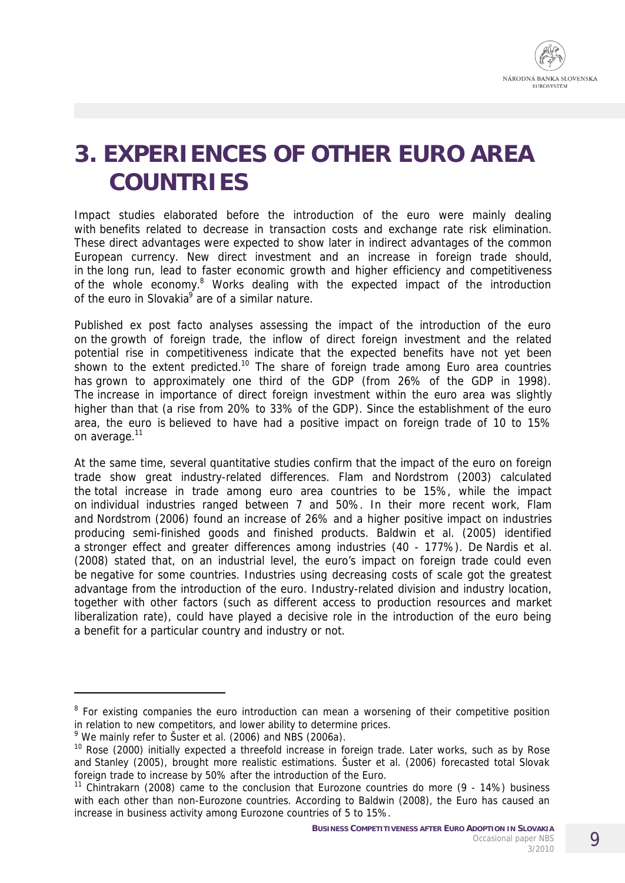# 3. EXPERIENCES OF OTHER EURO AREA COUNTRIES

Impact studies elaborated before the introduction of the euro were mainly dealing with benefits related to decrease in transaction costs and exchange rate risk elimination. These direct advantages were expected to show later in indirect advantages of the common European currency. New direct investment and an increase in foreign trade should, in the long run, lead to faster economic growth and higher efficiency and competitiveness of the whole economy.[8] Works dealing with the expected impact of the introduction of the euro in Slovakia[9] are of a similar nature.

Published ex post facto analyses assessing the impact of the introduction of the euro on the growth of foreign trade, the inflow of direct foreign investment and the related potential rise in competitiveness indicate that the expected benefits have not yet been shown to the extent predicted.[10] The share of foreign trade among Euro area countries has grown to approximately one third of the GDP (from 26% of the GDP in 1998). The increase in importance of direct foreign investment within the euro area was slightly higher than that (a rise from 20% to 33% of the GDP). Since the establishment of the euro area, the euro is believed to have had a positive impact on foreign trade of 10 to 15% on average.[11]

At the same time, several quantitative studies confirm that the impact of the euro on foreign trade show great industry-related differences. Flam and Nordstrom (2003) calculated the total increase in trade among euro area countries to be 15%, while the impact on individual industries ranged between 7 and 50%. In their more recent work, Flam and Nordstrom (2006) found an increase of 26% and a higher positive impact on industries producing semi-finished goods and finished products. Baldwin et al. (2005) identified a stronger effect and greater differences among industries (40 - 177%). De Nardis et al. (2008) stated that, on an industrial level, the euro's impact on foreign trade could even be negative for some countries. Industries using decreasing costs of scale got the greatest advantage from the introduction of the euro. Industry-related division and industry location, together with other factors (such as different access to production resources and market liberalization rate), could have played a decisive role in the introduction of the euro being a benefit for a particular country and industry or not.

---

[8] For existing companies the euro introduction can mean a worsening of their competitive position in relation to new competitors, and lower ability to determine prices.

[9] We mainly refer to Šuster et al. (2006) and NBS (2006a).

[10] Rose (2000) initially expected a threefold increase in foreign trade. Later works, such as by Rose and Stanley (2005), brought more realistic estimations. Šuster et al. (2006) forecasted total Slovak foreign trade to increase by 50% after the introduction of the Euro.

[11] Chintrakarn (2008) came to the conclusion that Eurozone countries do more (9 - 14%) business with each other than non-Eurozone countries. According to Baldwin (2008), the Euro has caused an increase in business activity among Eurozone countries of 5 to 15%.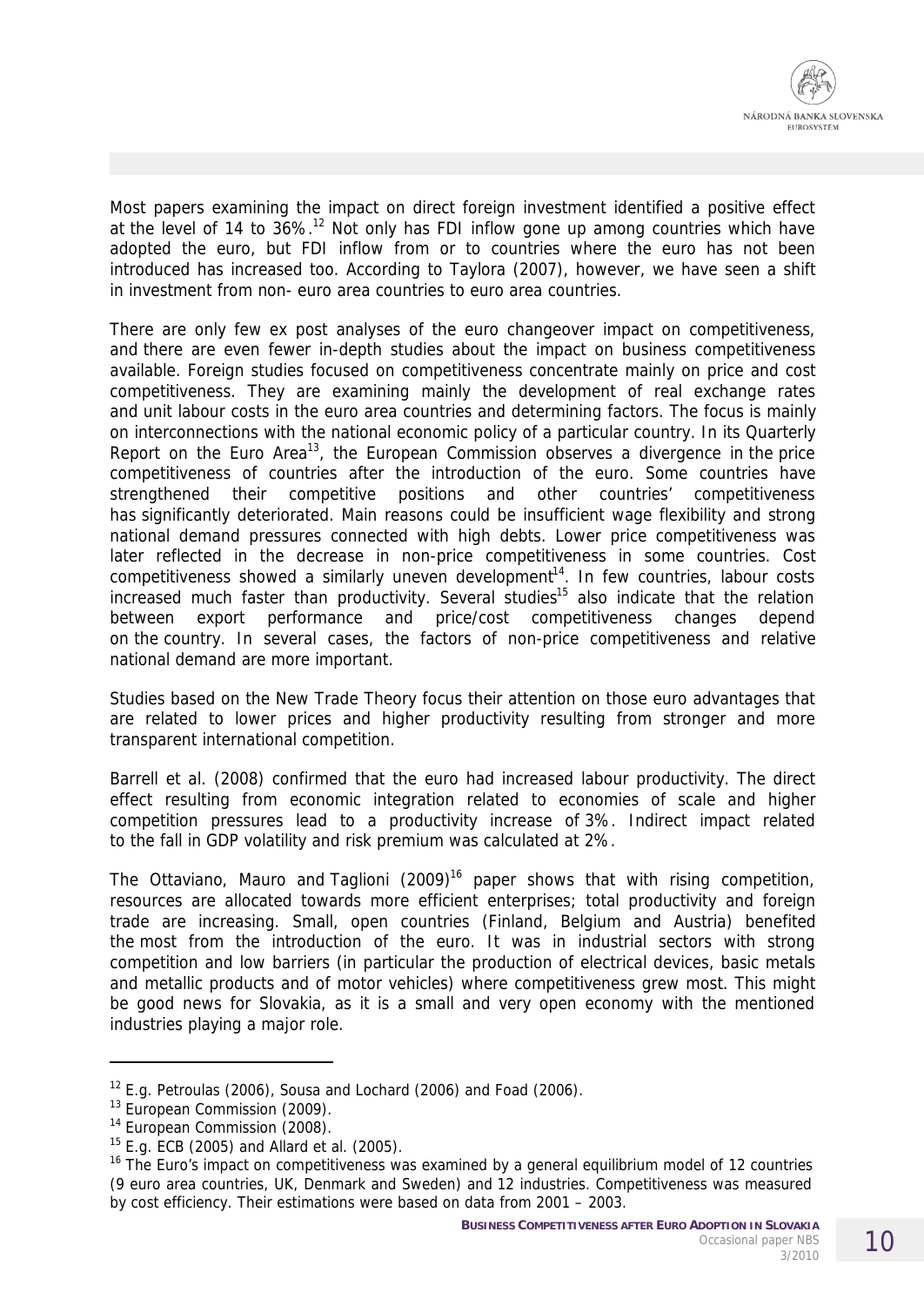Most papers examining the impact on direct foreign investment identified a positive effect at the level of 14 to 36%.[12] Not only has FDI inflow gone up among countries which have adopted the euro, but FDI inflow from or to countries where the euro has not been introduced has increased too. According to Taylora (2007), however, we have seen a shift in investment from non- euro area countries to euro area countries.

There are only few ex post analyses of the euro changeover impact on competitiveness, and there are even fewer in-depth studies about the impact on business competitiveness available. Foreign studies focused on competitiveness concentrate mainly on price and cost competitiveness. They are examining mainly the development of real exchange rates and unit labour costs in the euro area countries and determining factors. The focus is mainly on interconnections with the national economic policy of a particular country. In its Quarterly Report on the Euro Area[13], the European Commission observes a divergence in the price competitiveness of countries after the introduction of the euro. Some countries have strengthened their competitive positions and other countries' competitiveness has significantly deteriorated. Main reasons could be insufficient wage flexibility and strong national demand pressures connected with high debts. Lower price competitiveness was later reflected in the decrease in non-price competitiveness in some countries. Cost competitiveness showed a similarly uneven development[14]. In few countries, labour costs increased much faster than productivity. Several studies[15] also indicate that the relation between export performance and price/cost competitiveness changes depend on the country. In several cases, the factors of non-price competitiveness and relative national demand are more important.

Studies based on the New Trade Theory focus their attention on those euro advantages that are related to lower prices and higher productivity resulting from stronger and more transparent international competition.

Barrell et al. (2008) confirmed that the euro had increased labour productivity. The direct effect resulting from economic integration related to economies of scale and higher competition pressures lead to a productivity increase of 3%. Indirect impact related to the fall in GDP volatility and risk premium was calculated at 2%.

The Ottaviano, Mauro and Taglioni (2009)[16] paper shows that with rising competition, resources are allocated towards more efficient enterprises; total productivity and foreign trade are increasing. Small, open countries (Finland, Belgium and Austria) benefited the most from the introduction of the euro. It was in industrial sectors with strong competition and low barriers (in particular the production of electrical devices, basic metals and metallic products and of motor vehicles) where competitiveness grew most. This might be good news for Slovakia, as it is a small and very open economy with the mentioned industries playing a major role.

---

[12] E.g. Petroulas (2006), Sousa and Lochard (2006) and Foad (2006).

[13] European Commission (2009).

[14] European Commission (2008).

[15] E.g. ECB (2005) and Allard et al. (2005).

[16] The Euro's impact on competitiveness was examined by a general equilibrium model of 12 countries (9 euro area countries, UK, Denmark and Sweden) and 12 industries. Competitiveness was measured by cost efficiency. Their estimations were based on data from 2001 – 2003.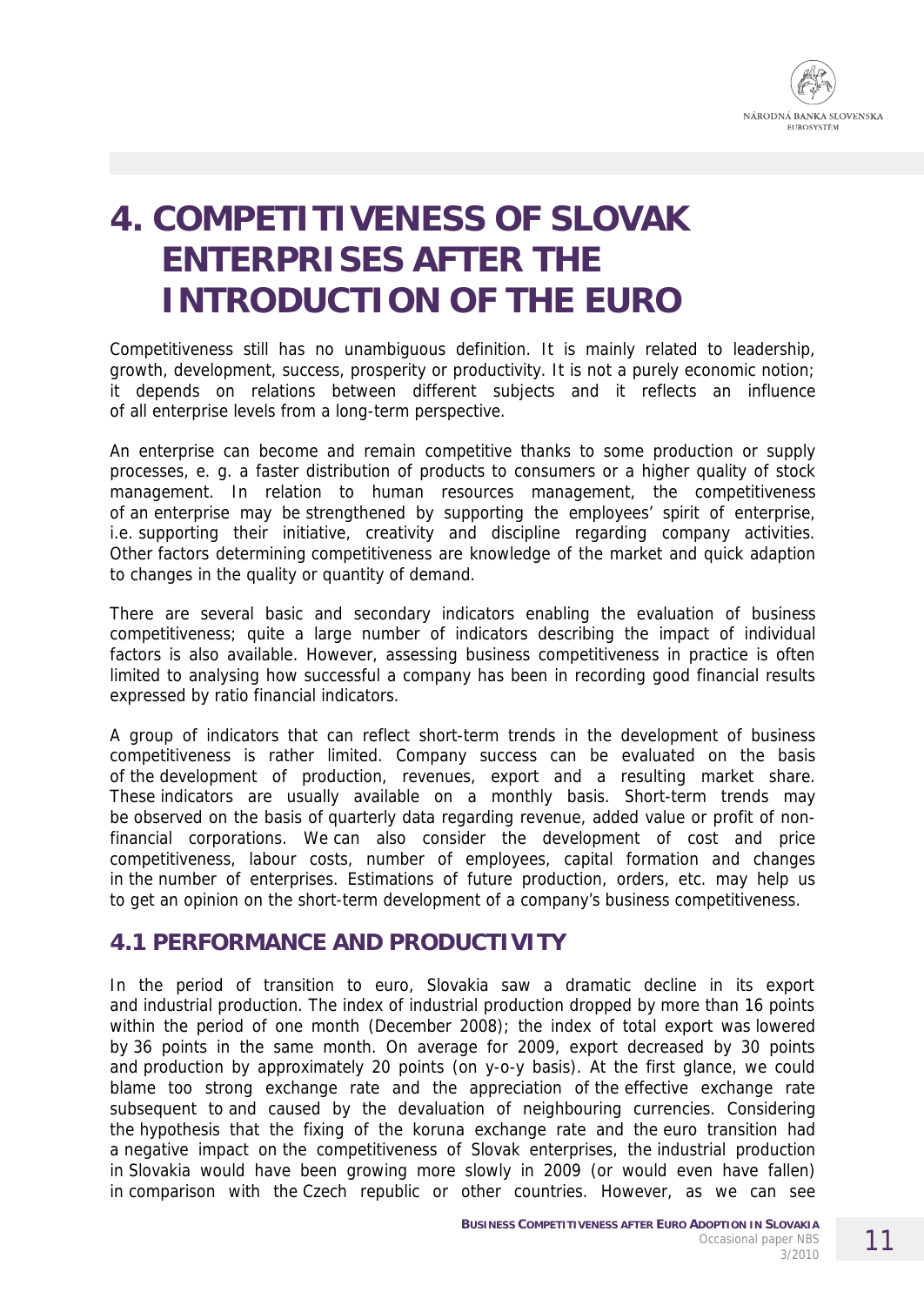# 4. COMPETITIVENESS OF SLOVAK ENTERPRISES AFTER THE INTRODUCTION OF THE EURO

Competitiveness still has no unambiguous definition. It is mainly related to leadership, growth, development, success, prosperity or productivity. It is not a purely economic notion; it depends on relations between different subjects and it reflects an influence of all enterprise levels from a long-term perspective.

An enterprise can become and remain competitive thanks to some production or supply processes, e. g. a faster distribution of products to consumers or a higher quality of stock management. In relation to human resources management, the competitiveness of an enterprise may be strengthened by supporting the employees' spirit of enterprise, i.e. supporting their initiative, creativity and discipline regarding company activities. Other factors determining competitiveness are knowledge of the market and quick adaption to changes in the quality or quantity of demand.

There are several basic and secondary indicators enabling the evaluation of business competitiveness; quite a large number of indicators describing the impact of individual factors is also available. However, assessing business competitiveness in practice is often limited to analysing how successful a company has been in recording good financial results expressed by ratio financial indicators.

A group of indicators that can reflect short-term trends in the development of business competitiveness is rather limited. Company success can be evaluated on the basis of the development of production, revenues, export and a resulting market share. These indicators are usually available on a monthly basis. Short-term trends may be observed on the basis of quarterly data regarding revenue, added value or profit of non-financial corporations. We can also consider the development of cost and price competitiveness, labour costs, number of employees, capital formation and changes in the number of enterprises. Estimations of future production, orders, etc. may help us to get an opinion on the short-term development of a company's business competitiveness.

## 4.1 PERFORMANCE AND PRODUCTIVITY

In the period of transition to euro, Slovakia saw a dramatic decline in its export and industrial production. The index of industrial production dropped by more than 16 points within the period of one month (December 2008); the index of total export was lowered by 36 points in the same month. On average for 2009, export decreased by 30 points and production by approximately 20 points (on y-o-y basis). At the first glance, we could blame too strong exchange rate and the appreciation of the effective exchange rate subsequent to and caused by the devaluation of neighbouring currencies. Considering the hypothesis that the fixing of the koruna exchange rate and the euro transition had a negative impact on the competitiveness of Slovak enterprises, the industrial production in Slovakia would have been growing more slowly in 2009 (or would even have fallen) in comparison with the Czech republic or other countries. However, as we can see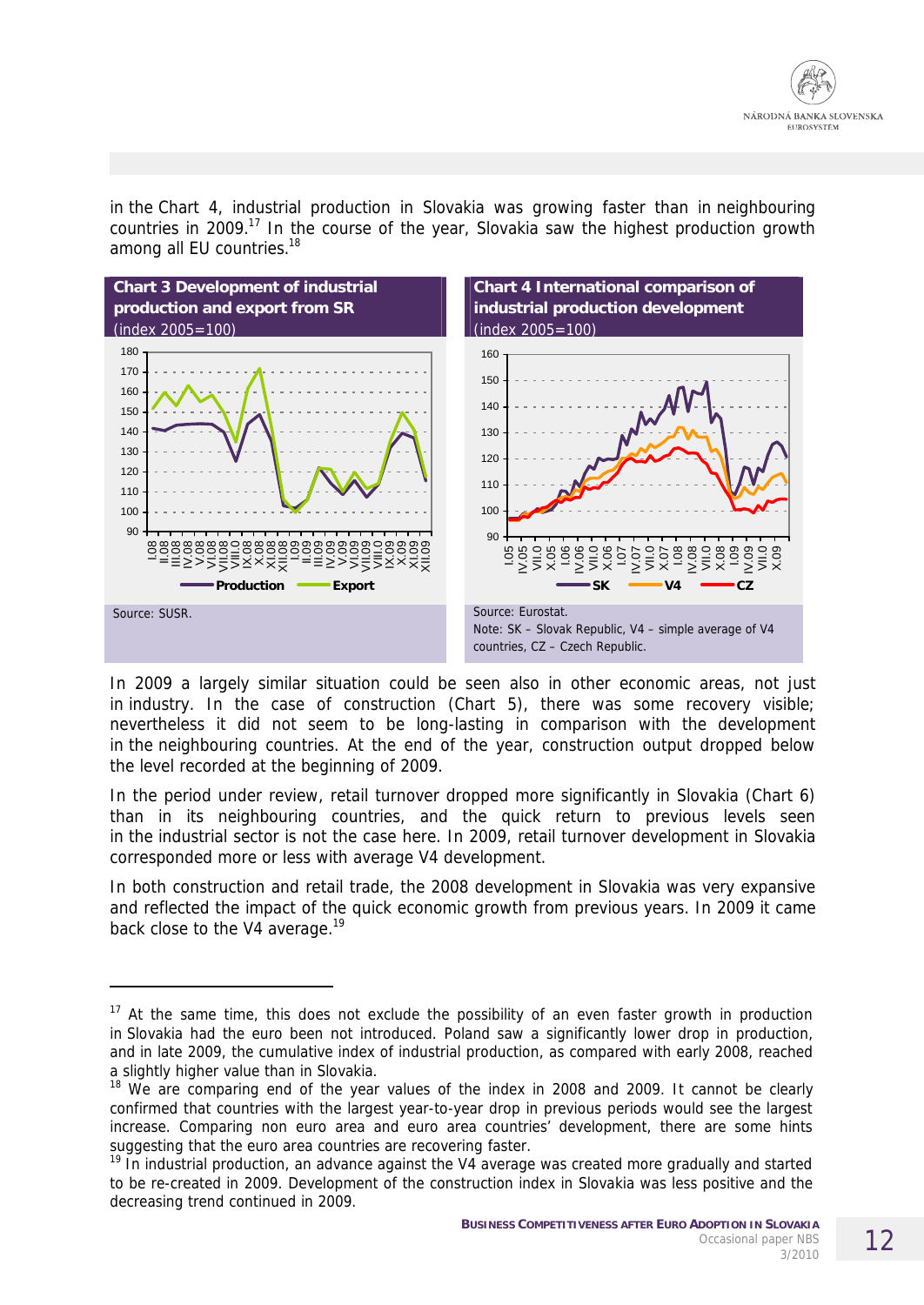in the Chart 4, industrial production in Slovakia was growing faster than in neighbouring countries in 2009.[17] In the course of the year, Slovakia saw the highest production growth among all EU countries.[18]

**Chart 3 Development of industrial production and export from SR**
(index 2005=100)

Source: SUSR.

**Chart 4 International comparison of industrial production development**
(index 2005=100)

Source: Eurostat.
Note: SK – Slovak Republic, V4 – simple average of V4 countries, CZ – Czech Republic.

In 2009 a largely similar situation could be seen also in other economic areas, not just in industry. In the case of construction (Chart 5), there was some recovery visible; nevertheless it did not seem to be long-lasting in comparison with the development in the neighbouring countries. At the end of the year, construction output dropped below the level recorded at the beginning of 2009.

In the period under review, retail turnover dropped more significantly in Slovakia (Chart 6) than in its neighbouring countries, and the quick return to previous levels seen in the industrial sector is not the case here. In 2009, retail turnover development in Slovakia corresponded more or less with average V4 development.

In both construction and retail trade, the 2008 development in Slovakia was very expansive and reflected the impact of the quick economic growth from previous years. In 2009 it came back close to the V4 average.[19]

---

[17] At the same time, this does not exclude the possibility of an even faster growth in production in Slovakia had the euro been not introduced. Poland saw a significantly lower drop in production, and in late 2009, the cumulative index of industrial production, as compared with early 2008, reached a slightly higher value than in Slovakia.

[18] We are comparing end of the year values of the index in 2008 and 2009. It cannot be clearly confirmed that countries with the largest year-to-year drop in previous periods would see the largest increase. Comparing non euro area and euro area countries' development, there are some hints suggesting that the euro area countries are recovering faster.

[19] In industrial production, an advance against the V4 average was created more gradually and started to be re-created in 2009. Development of the construction index in Slovakia was less positive and the decreasing trend continued in 2009.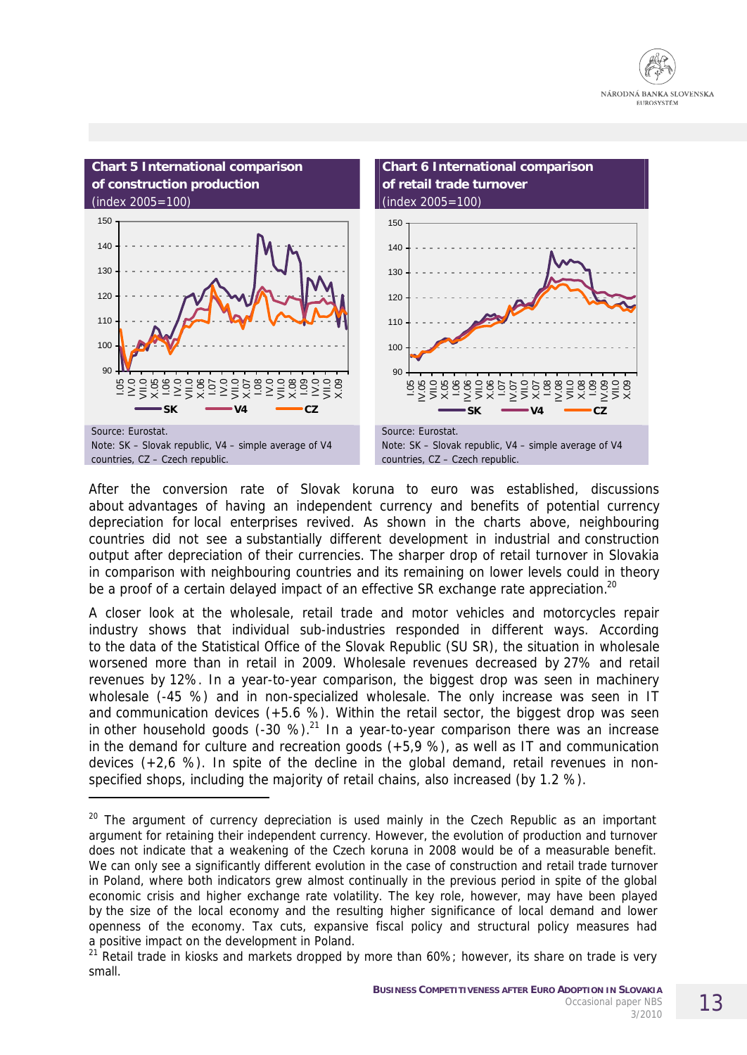**Chart 5 International comparison of construction production**
(index 2005=100)

Source: Eurostat.
Note: SK – Slovak republic, V4 – simple average of V4 countries, CZ – Czech republic.

**Chart 6 International comparison of retail trade turnover**
(index 2005=100)

Source: Eurostat.
Note: SK – Slovak republic, V4 – simple average of V4 countries, CZ – Czech republic.

After the conversion rate of Slovak koruna to euro was established, discussions about advantages of having an independent currency and benefits of potential currency depreciation for local enterprises revived. As shown in the charts above, neighbouring countries did not see a substantially different development in industrial and construction output after depreciation of their currencies. The sharper drop of retail turnover in Slovakia in comparison with neighbouring countries and its remaining on lower levels could in theory be a proof of a certain delayed impact of an effective SR exchange rate appreciation.[20]

A closer look at the wholesale, retail trade and motor vehicles and motorcycles repair industry shows that individual sub-industries responded in different ways. According to the data of the Statistical Office of the Slovak Republic (SU SR), the situation in wholesale worsened more than in retail in 2009. Wholesale revenues decreased by 27% and retail revenues by 12%. In a year-to-year comparison, the biggest drop was seen in machinery wholesale (-45 %) and in non-specialized wholesale. The only increase was seen in IT and communication devices (+5.6 %). Within the retail sector, the biggest drop was seen in other household goods (-30 %).[21] In a year-to-year comparison there was an increase in the demand for culture and recreation goods (+5,9 %), as well as IT and communication devices (+2,6 %). In spite of the decline in the global demand, retail revenues in non-specified shops, including the majority of retail chains, also increased (by 1.2 %).

---

[20] The argument of currency depreciation is used mainly in the Czech Republic as an important argument for retaining their independent currency. However, the evolution of production and turnover does not indicate that a weakening of the Czech koruna in 2008 would be of a measurable benefit. We can only see a significantly different evolution in the case of construction and retail trade turnover in Poland, where both indicators grew almost continually in the previous period in spite of the global economic crisis and higher exchange rate volatility. The key role, however, may have been played by the size of the local economy and the resulting higher significance of local demand and lower openness of the economy. Tax cuts, expansive fiscal policy and structural policy measures had a positive impact on the development in Poland.

[21] Retail trade in kiosks and markets dropped by more than 60%; however, its share on trade is very small.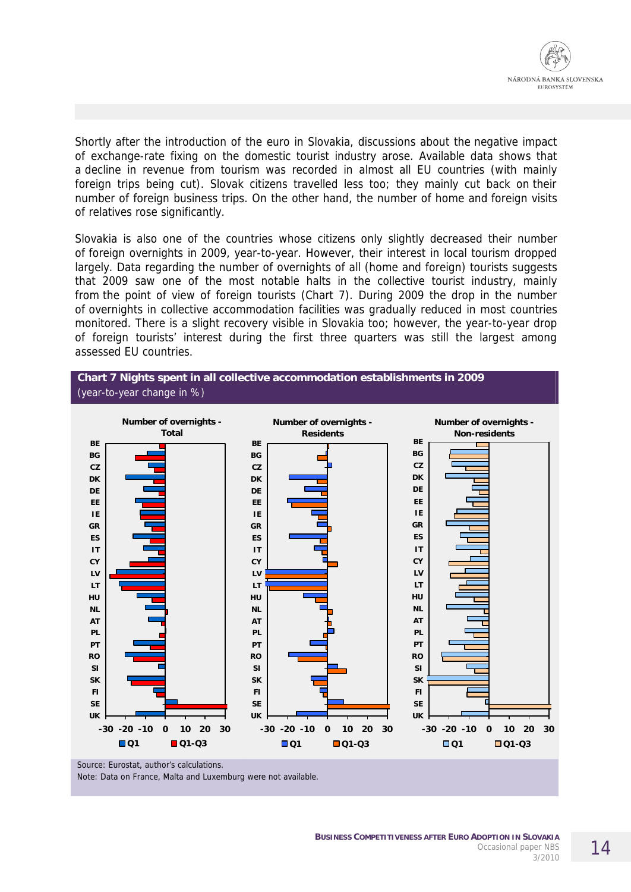Shortly after the introduction of the euro in Slovakia, discussions about the negative impact of exchange-rate fixing on the domestic tourist industry arose. Available data shows that a decline in revenue from tourism was recorded in almost all EU countries (with mainly foreign trips being cut). Slovak citizens travelled less too; they mainly cut back on their number of foreign business trips. On the other hand, the number of home and foreign visits of relatives rose significantly.

Slovakia is also one of the countries whose citizens only slightly decreased their number of foreign overnights in 2009, year-to-year. However, their interest in local tourism dropped largely. Data regarding the number of overnights of all (home and foreign) tourists suggests that 2009 saw one of the most notable halts in the collective tourist industry, mainly from the point of view of foreign tourists (Chart 7). During 2009 the drop in the number of overnights in collective accommodation facilities was gradually reduced in most countries monitored. There is a slight recovery visible in Slovakia too; however, the year-to-year drop of foreign tourists' interest during the first three quarters was still the largest among assessed EU countries.

**Chart 7 Nights spent in all collective accommodation establishments in 2009**
(year-to-year change in %)

Source: Eurostat, author's calculations.
Note: Data on France, Malta and Luxemburg were not available.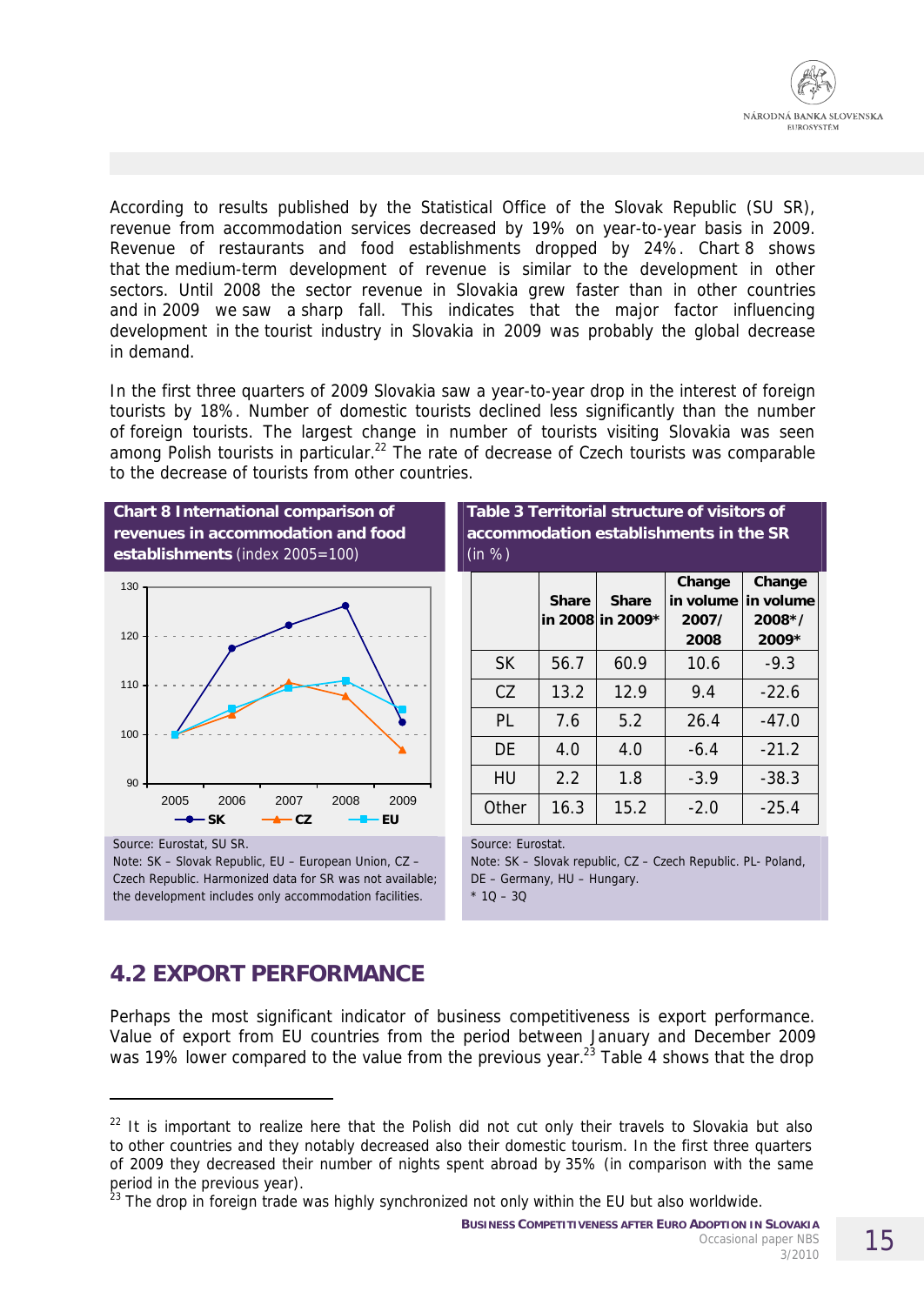According to results published by the Statistical Office of the Slovak Republic (SU SR), revenue from accommodation services decreased by 19% on year-to-year basis in 2009. Revenue of restaurants and food establishments dropped by 24%. Chart 8 shows that the medium-term development of revenue is similar to the development in other sectors. Until 2008 the sector revenue in Slovakia grew faster than in other countries and in 2009 we saw a sharp fall. This indicates that the major factor influencing development in the tourist industry in Slovakia in 2009 was probably the global decrease in demand.

In the first three quarters of 2009 Slovakia saw a year-to-year drop in the interest of foreign tourists by 18%. Number of domestic tourists declined less significantly than the number of foreign tourists. The largest change in number of tourists visiting Slovakia was seen among Polish tourists in particular.[22] The rate of decrease of Czech tourists was comparable to the decrease of tourists from other countries.

**Chart 8 International comparison of revenues in accommodation and food establishments** (index 2005=100)

Source: Eurostat, SU SR.
Note: SK – Slovak Republic, EU – European Union, CZ – Czech Republic. Harmonized data for SR was not available; the development includes only accommodation facilities.

**Table 3 Territorial structure of visitors of accommodation establishments in the SR** (in %)

| | Share in 2008 | Share in 2009* | Change in volume 2007/ 2008 | Change in volume 2008*/ 2009* |
|---|---|---|---|---|
| SK | 56.7 | 60.9 | 10.6 | -9.3 |
| CZ | 13.2 | 12.9 | 9.4 | -22.6 |
| PL | 7.6 | 5.2 | 26.4 | -47.0 |
| DE | 4.0 | 4.0 | -6.4 | -21.2 |
| HU | 2.2 | 1.8 | -3.9 | -38.3 |
| Other | 16.3 | 15.2 | -2.0 | -25.4 |

Source: Eurostat.
Note: SK – Slovak republic, CZ – Czech Republic. PL- Poland, DE – Germany, HU – Hungary.
* 1Q – 3Q

## 4.2 EXPORT PERFORMANCE

Perhaps the most significant indicator of business competitiveness is export performance. Value of export from EU countries from the period between January and December 2009 was 19% lower compared to the value from the previous year.[23] Table 4 shows that the drop

[22] It is important to realize here that the Polish did not cut only their travels to Slovakia but also to other countries and they notably decreased also their domestic tourism. In the first three quarters of 2009 they decreased their number of nights spent abroad by 35% (in comparison with the same period in the previous year).

[23] The drop in foreign trade was highly synchronized not only within the EU but also worldwide.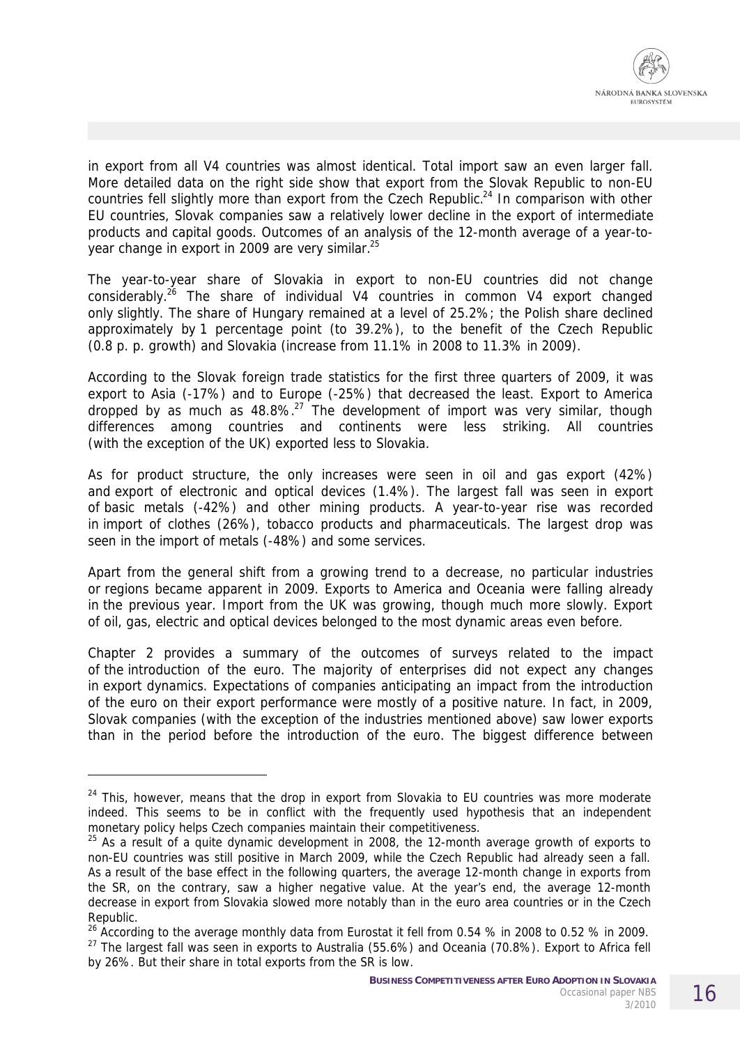in export from all V4 countries was almost identical. Total import saw an even larger fall. More detailed data on the right side show that export from the Slovak Republic to non-EU countries fell slightly more than export from the Czech Republic.[24] In comparison with other EU countries, Slovak companies saw a relatively lower decline in the export of intermediate products and capital goods. Outcomes of an analysis of the 12-month average of a year-to-year change in export in 2009 are very similar.[25]

The year-to-year share of Slovakia in export to non-EU countries did not change considerably.[26] The share of individual V4 countries in common V4 export changed only slightly. The share of Hungary remained at a level of 25.2%; the Polish share declined approximately by 1 percentage point (to 39.2%), to the benefit of the Czech Republic (0.8 p. p. growth) and Slovakia (increase from 11.1% in 2008 to 11.3% in 2009).

According to the Slovak foreign trade statistics for the first three quarters of 2009, it was export to Asia (-17%) and to Europe (-25%) that decreased the least. Export to America dropped by as much as 48.8%.[27] The development of import was very similar, though differences among countries and continents were less striking. All countries (with the exception of the UK) exported less to Slovakia.

As for product structure, the only increases were seen in oil and gas export (42%) and export of electronic and optical devices (1.4%). The largest fall was seen in export of basic metals (-42%) and other mining products. A year-to-year rise was recorded in import of clothes (26%), tobacco products and pharmaceuticals. The largest drop was seen in the import of metals (-48%) and some services.

Apart from the general shift from a growing trend to a decrease, no particular industries or regions became apparent in 2009. Exports to America and Oceania were falling already in the previous year. Import from the UK was growing, though much more slowly. Export of oil, gas, electric and optical devices belonged to the most dynamic areas even before.

Chapter 2 provides a summary of the outcomes of surveys related to the impact of the introduction of the euro. The majority of enterprises did not expect any changes in export dynamics. Expectations of companies anticipating an impact from the introduction of the euro on their export performance were mostly of a positive nature. In fact, in 2009, Slovak companies (with the exception of the industries mentioned above) saw lower exports than in the period before the introduction of the euro. The biggest difference between

---

[24] This, however, means that the drop in export from Slovakia to EU countries was more moderate indeed. This seems to be in conflict with the frequently used hypothesis that an independent monetary policy helps Czech companies maintain their competitiveness.

[25] As a result of a quite dynamic development in 2008, the 12-month average growth of exports to non-EU countries was still positive in March 2009, while the Czech Republic had already seen a fall. As a result of the base effect in the following quarters, the average 12-month change in exports from the SR, on the contrary, saw a higher negative value. At the year's end, the average 12-month decrease in export from Slovakia slowed more notably than in the euro area countries or in the Czech Republic.

[26] According to the average monthly data from Eurostat it fell from 0.54 % in 2008 to 0.52 % in 2009.

[27] The largest fall was seen in exports to Australia (55.6%) and Oceania (70.8%). Export to Africa fell by 26%. But their share in total exports from the SR is low.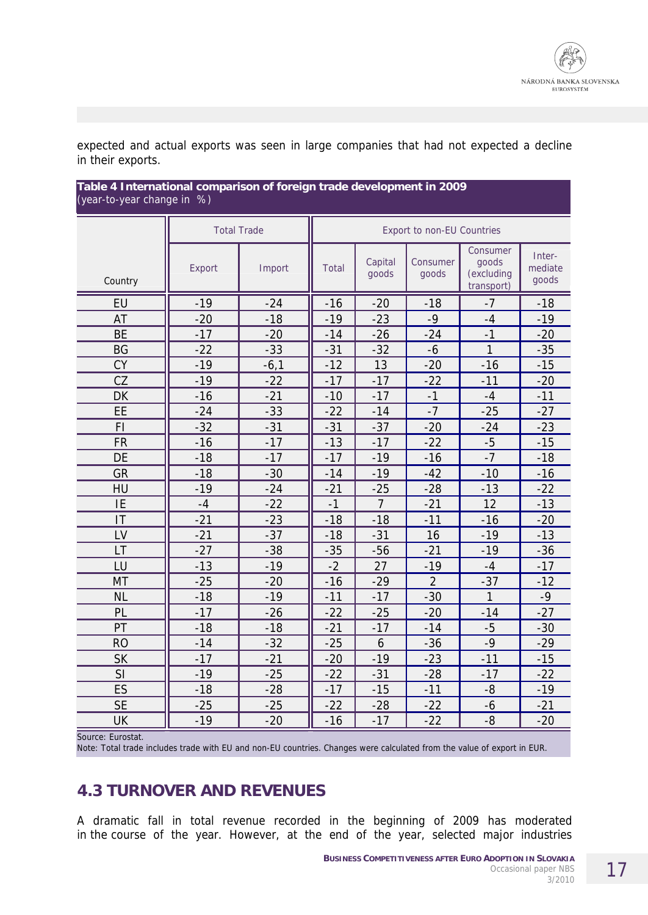expected and actual exports was seen in large companies that had not expected a decline in their exports.

**Table 4 International comparison of foreign trade development in 2009**
(year-to-year change in %)

| Country | Total Trade | | Export to non-EU Countries | | | | |
|---|---|---|---|---|---|---|---|
| | Export | Import | Total | Capital goods | Consumer goods | Consumer goods (excluding transport) | Inter-mediate goods |
| EU | -19 | -24 | -16 | -20 | -18 | -7 | -18 |
| AT | -20 | -18 | -19 | -23 | -9 | -4 | -19 |
| BE | -17 | -20 | -14 | -26 | -24 | -1 | -20 |
| BG | -22 | -33 | -31 | -32 | -6 | 1 | -35 |
| CY | -19 | -6,1 | -12 | 13 | -20 | -16 | -15 |
| CZ | -19 | -22 | -17 | -17 | -22 | -11 | -20 |
| DK | -16 | -21 | -10 | -17 | -1 | -4 | -11 |
| EE | -24 | -33 | -22 | -14 | -7 | -25 | -27 |
| FI | -32 | -31 | -31 | -37 | -20 | -24 | -23 |
| FR | -16 | -17 | -13 | -17 | -22 | -5 | -15 |
| DE | -18 | -17 | -17 | -19 | -16 | -7 | -18 |
| GR | -18 | -30 | -14 | -19 | -42 | -10 | -16 |
| HU | -19 | -24 | -21 | -25 | -28 | -13 | -22 |
| IE | -4 | -22 | -1 | 7 | -21 | 12 | -13 |
| IT | -21 | -23 | -18 | -18 | -11 | -16 | -20 |
| LV | -21 | -37 | -18 | -31 | 16 | -19 | -13 |
| LT | -27 | -38 | -35 | -56 | -21 | -19 | -36 |
| LU | -13 | -19 | -2 | 27 | -19 | -4 | -17 |
| MT | -25 | -20 | -16 | -29 | 2 | -37 | -12 |
| NL | -18 | -19 | -11 | -17 | -30 | 1 | -9 |
| PL | -17 | -26 | -22 | -25 | -20 | -14 | -27 |
| PT | -18 | -18 | -21 | -17 | -14 | -5 | -30 |
| RO | -14 | -32 | -25 | 6 | -36 | -9 | -29 |
| SK | -17 | -21 | -20 | -19 | -23 | -11 | -15 |
| SI | -19 | -25 | -22 | -31 | -28 | -17 | -22 |
| ES | -18 | -28 | -17 | -15 | -11 | -8 | -19 |
| SE | -25 | -25 | -22 | -28 | -22 | -6 | -21 |
| UK | -19 | -20 | -16 | -17 | -22 | -8 | -20 |

Source: Eurostat.
Note: Total trade includes trade with EU and non-EU countries. Changes were calculated from the value of export in EUR.

## 4.3 TURNOVER AND REVENUES

A dramatic fall in total revenue recorded in the beginning of 2009 has moderated in the course of the year. However, at the end of the year, selected major industries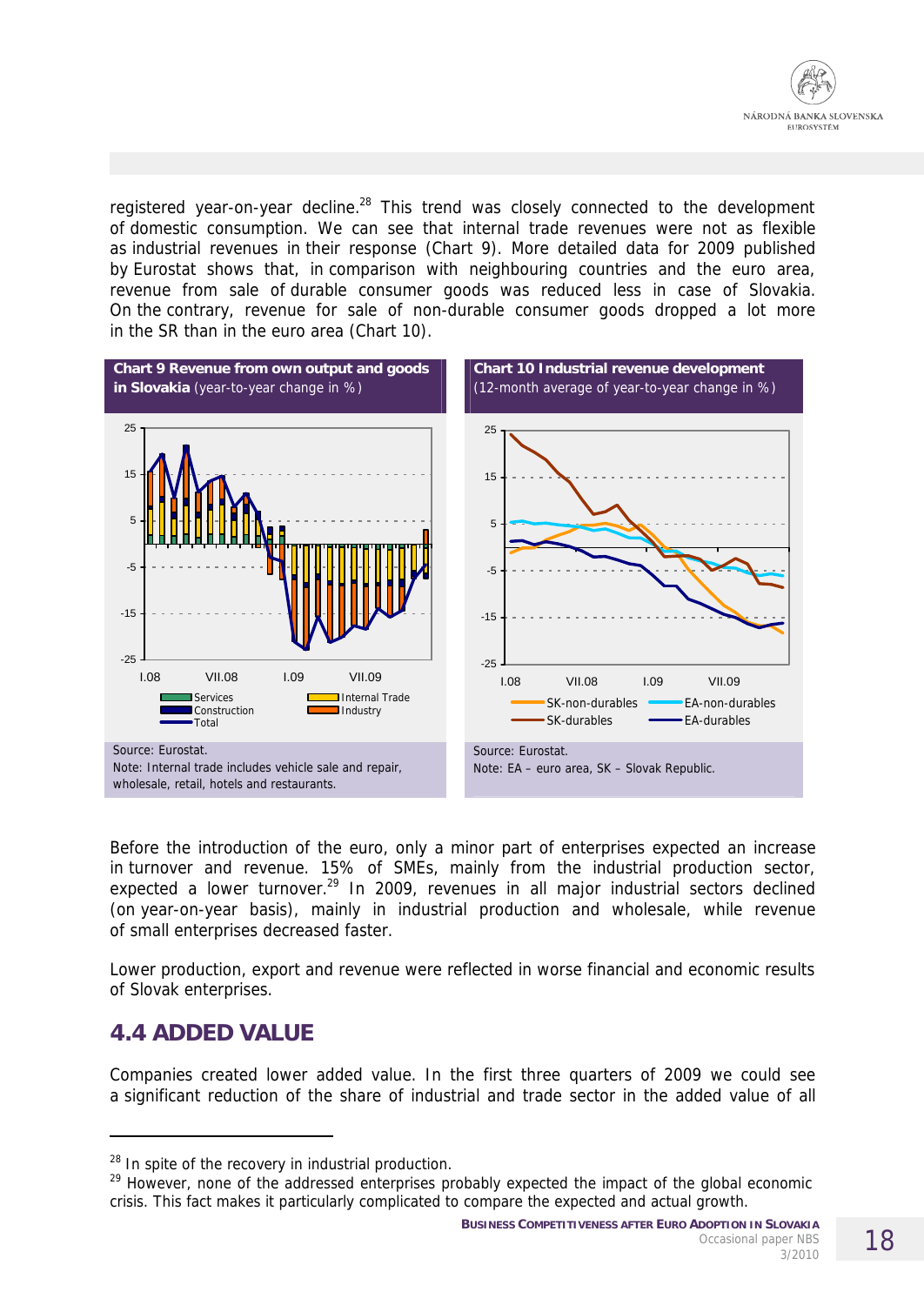registered year-on-year decline.[28] This trend was closely connected to the development of domestic consumption. We can see that internal trade revenues were not as flexible as industrial revenues in their response (Chart 9). More detailed data for 2009 published by Eurostat shows that, in comparison with neighbouring countries and the euro area, revenue from sale of durable consumer goods was reduced less in case of Slovakia. On the contrary, revenue for sale of non-durable consumer goods dropped a lot more in the SR than in the euro area (Chart 10).

**Chart 9 Revenue from own output and goods in Slovakia** (year-to-year change in %)

Source: Eurostat.
Note: Internal trade includes vehicle sale and repair, wholesale, retail, hotels and restaurants.

**Chart 10 Industrial revenue development** (12-month average of year-to-year change in %)

Source: Eurostat.
Note: EA – euro area, SK – Slovak Republic.

Before the introduction of the euro, only a minor part of enterprises expected an increase in turnover and revenue. 15% of SMEs, mainly from the industrial production sector, expected a lower turnover.[29] In 2009, revenues in all major industrial sectors declined (on year-on-year basis), mainly in industrial production and wholesale, while revenue of small enterprises decreased faster.

Lower production, export and revenue were reflected in worse financial and economic results of Slovak enterprises.

## 4.4 ADDED VALUE

Companies created lower added value. In the first three quarters of 2009 we could see a significant reduction of the share of industrial and trade sector in the added value of all

---

[28] In spite of the recovery in industrial production.

[29] However, none of the addressed enterprises probably expected the impact of the global economic crisis. This fact makes it particularly complicated to compare the expected and actual growth.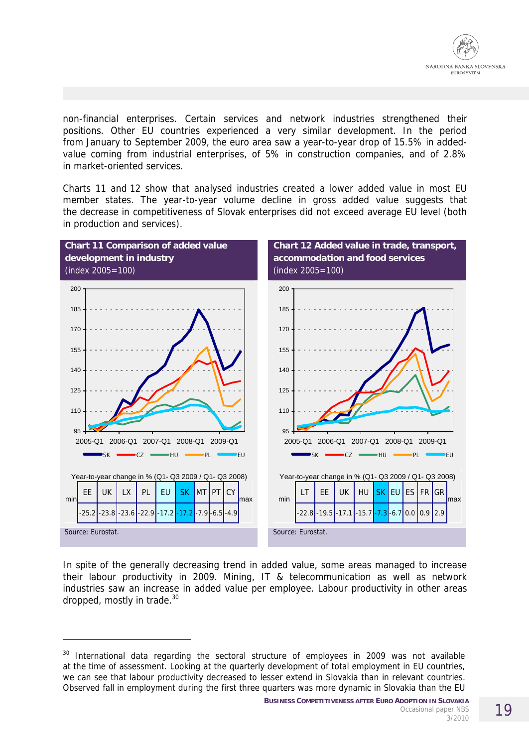non-financial enterprises. Certain services and network industries strengthened their positions. Other EU countries experienced a very similar development. In the period from January to September 2009, the euro area saw a year-to-year drop of 15.5% in added-value coming from industrial enterprises, of 5% in construction companies, and of 2.8% in market-oriented services.

Charts 11 and 12 show that analysed industries created a lower added value in most EU member states. The year-to-year volume decline in gross added value suggests that the decrease in competitiveness of Slovak enterprises did not exceed average EU level (both in production and services).

**Chart 11 Comparison of added value development in industry**
(index 2005=100)

Year-to-year change in % (Q1- Q3 2009 / Q1- Q3 2008)

| min | EE | UK | LX | PL | EU | SK | MT | PT | CY | max |
|---|---|---|---|---|---|---|---|---|---|---|
| | -25.2 | -23.8 | -23.6 | -22.9 | -17.2 | -17.2 | -7.9 | -6.5 | -4.9 | |

Source: Eurostat.

**Chart 12 Added value in trade, transport, accommodation and food services**
(index 2005=100)

Year-to-year change in % (Q1- Q3 2009 / Q1- Q3 2008)

| min | LT | EE | UK | HU | SK | EU | ES | FR | GR | max |
|---|---|---|---|---|---|---|---|---|---|---|
| | -22.8 | -19.5 | -17.1 | -15.7 | -7.3 | -6.7 | 0.0 | 0.9 | 2.9 | |

Source: Eurostat.

In spite of the generally decreasing trend in added value, some areas managed to increase their labour productivity in 2009. Mining, IT & telecommunication as well as network industries saw an increase in added value per employee. Labour productivity in other areas dropped, mostly in trade.[30]

---

[30] International data regarding the sectoral structure of employees in 2009 was not available at the time of assessment. Looking at the quarterly development of total employment in EU countries, we can see that labour productivity decreased to lesser extend in Slovakia than in relevant countries. Observed fall in employment during the first three quarters was more dynamic in Slovakia than the EU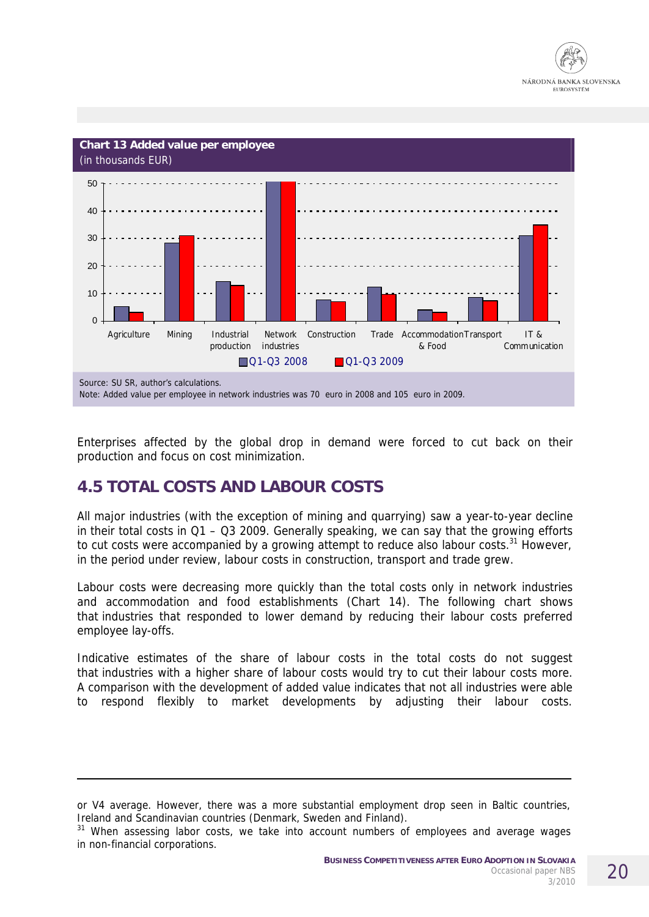**Chart 13 Added value per employee**
(in thousands EUR)

Source: SU SR, author's calculations.
Note: Added value per employee in network industries was 70 euro in 2008 and 105 euro in 2009.

Enterprises affected by the global drop in demand were forced to cut back on their production and focus on cost minimization.

## 4.5 TOTAL COSTS AND LABOUR COSTS

All major industries (with the exception of mining and quarrying) saw a year-to-year decline in their total costs in Q1 – Q3 2009. Generally speaking, we can say that the growing efforts to cut costs were accompanied by a growing attempt to reduce also labour costs.[31] However, in the period under review, labour costs in construction, transport and trade grew.

Labour costs were decreasing more quickly than the total costs only in network industries and accommodation and food establishments (Chart 14). The following chart shows that industries that responded to lower demand by reducing their labour costs preferred employee lay-offs.

Indicative estimates of the share of labour costs in the total costs do not suggest that industries with a higher share of labour costs would try to cut their labour costs more. A comparison with the development of added value indicates that not all industries were able to respond flexibly to market developments by adjusting their labour costs.

---

or V4 average. However, there was a more substantial employment drop seen in Baltic countries, Ireland and Scandinavian countries (Denmark, Sweden and Finland).

[31] When assessing labor costs, we take into account numbers of employees and average wages in non-financial corporations.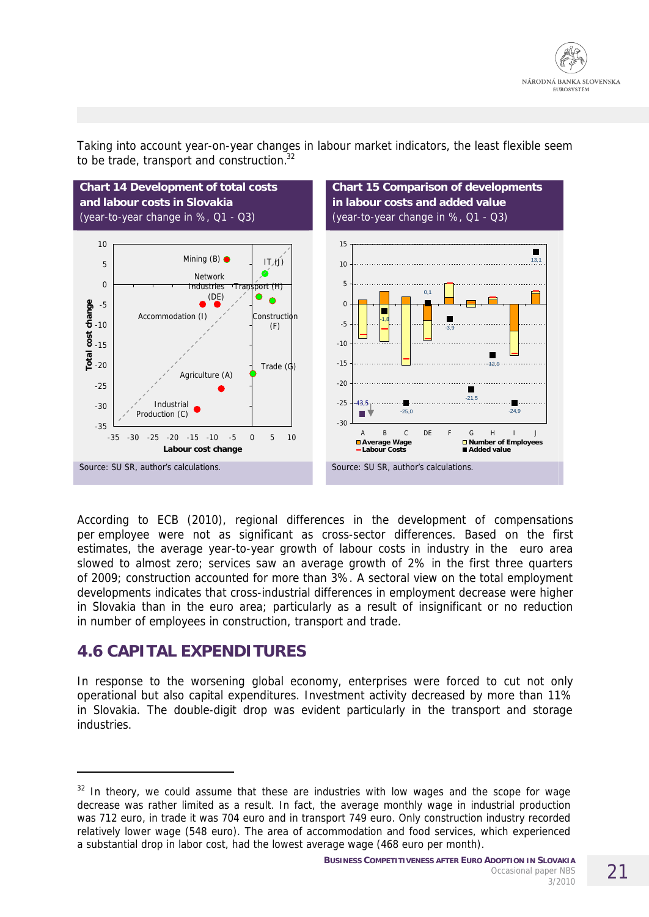Taking into account year-on-year changes in labour market indicators, the least flexible seem to be trade, transport and construction.[32]

**Chart 14 Development of total costs and labour costs in Slovakia**
(year-to-year change in %, Q1 - Q3)

Source: SU SR, author's calculations.

**Chart 15 Comparison of developments in labour costs and added value**
(year-to-year change in %, Q1 - Q3)

Source: SU SR, author's calculations.

According to ECB (2010), regional differences in the development of compensations per employee were not as significant as cross-sector differences. Based on the first estimates, the average year-to-year growth of labour costs in industry in the euro area slowed to almost zero; services saw an average growth of 2% in the first three quarters of 2009; construction accounted for more than 3%. A sectoral view on the total employment developments indicates that cross-industrial differences in employment decrease were higher in Slovakia than in the euro area; particularly as a result of insignificant or no reduction in number of employees in construction, transport and trade.

## 4.6 CAPITAL EXPENDITURES

In response to the worsening global economy, enterprises were forced to cut not only operational but also capital expenditures. Investment activity decreased by more than 11% in Slovakia. The double-digit drop was evident particularly in the transport and storage industries.

---

[32] In theory, we could assume that these are industries with low wages and the scope for wage decrease was rather limited as a result. In fact, the average monthly wage in industrial production was 712 euro, in trade it was 704 euro and in transport 749 euro. Only construction industry recorded relatively lower wage (548 euro). The area of accommodation and food services, which experienced a substantial drop in labor cost, had the lowest average wage (468 euro per month).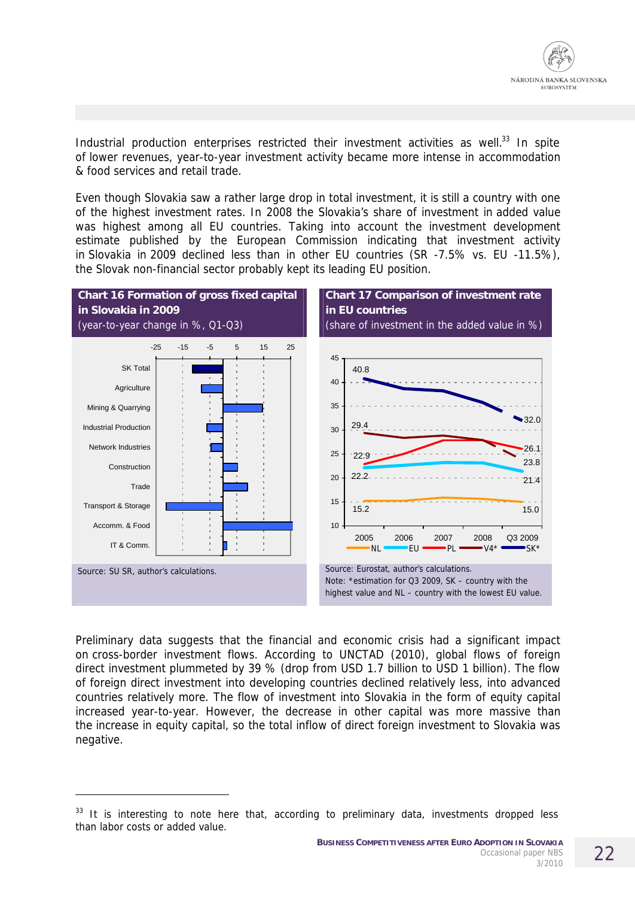Industrial production enterprises restricted their investment activities as well.[33] In spite of lower revenues, year-to-year investment activity became more intense in accommodation & food services and retail trade.

Even though Slovakia saw a rather large drop in total investment, it is still a country with one of the highest investment rates. In 2008 the Slovakia's share of investment in added value was highest among all EU countries. Taking into account the investment development estimate published by the European Commission indicating that investment activity in Slovakia in 2009 declined less than in other EU countries (SR -7.5% vs. EU -11.5%), the Slovak non-financial sector probably kept its leading EU position.

**Chart 16 Formation of gross fixed capital in Slovakia in 2009**
(year-to-year change in %, Q1-Q3)

Source: SU SR, author's calculations.

**Chart 17 Comparison of investment rate in EU countries**
(share of investment in the added value in %)

Source: Eurostat, author's calculations.
Note: *estimation for Q3 2009, SK – country with the highest value and NL – country with the lowest EU value.

Preliminary data suggests that the financial and economic crisis had a significant impact on cross-border investment flows. According to UNCTAD (2010), global flows of foreign direct investment plummeted by 39 % (drop from USD 1.7 billion to USD 1 billion). The flow of foreign direct investment into developing countries declined relatively less, into advanced countries relatively more. The flow of investment into Slovakia in the form of equity capital increased year-to-year. However, the decrease in other capital was more massive than the increase in equity capital, so the total inflow of direct foreign investment to Slovakia was negative.

[33] It is interesting to note here that, according to preliminary data, investments dropped less than labor costs or added value.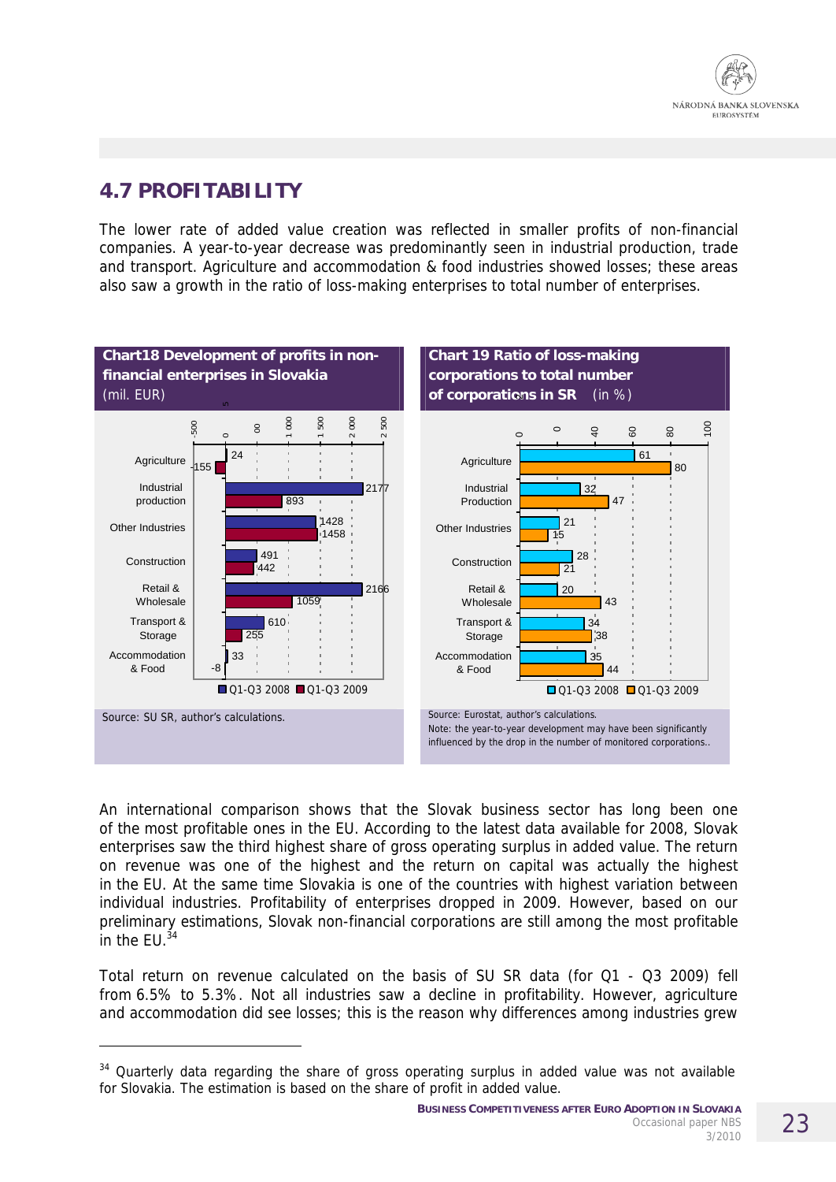## 4.7 PROFITABILITY

The lower rate of added value creation was reflected in smaller profits of non-financial companies. A year-to-year decrease was predominantly seen in industrial production, trade and transport. Agriculture and accommodation & food industries showed losses; these areas also saw a growth in the ratio of loss-making enterprises to total number of enterprises.

**Chart18 Development of profits in non-financial enterprises in Slovakia**
(mil. EUR)

| | Q1-Q3 2008 | Q1-Q3 2009 |
|---|---|---|
| Agriculture | 24 | -155 |
| Industrial production | 2177 | 893 |
| Other Industries | 1428 | 1458 |
| Construction | 491 | 442 |
| Retail & Wholesale | 2166 | 1059 |
| Transport & Storage | 610 | 255 |
| Accommodation & Food | 33 | -8 |

Source: SU SR, author's calculations.

**Chart 19 Ratio of loss-making corporations to total number of corporations in SR** (in %)

| | Q1-Q3 2008 | Q1-Q3 2009 |
|---|---|---|
| Agriculture | 61 | 80 |
| Industrial Production | 32 | 47 |
| Other Industries | 21 | 15 |
| Construction | 28 | 21 |
| Retail & Wholesale | 20 | 43 |
| Transport & Storage | 34 | 38 |
| Accommodation & Food | 35 | 44 |

Source: Eurostat, author's calculations.
Note: the year-to-year development may have been significantly influenced by the drop in the number of monitored corporations..

An international comparison shows that the Slovak business sector has long been one of the most profitable ones in the EU. According to the latest data available for 2008, Slovak enterprises saw the third highest share of gross operating surplus in added value. The return on revenue was one of the highest and the return on capital was actually the highest in the EU. At the same time Slovakia is one of the countries with highest variation between individual industries. Profitability of enterprises dropped in 2009. However, based on our preliminary estimations, Slovak non-financial corporations are still among the most profitable in the EU.[34]

Total return on revenue calculated on the basis of SU SR data (for Q1 - Q3 2009) fell from 6.5% to 5.3%. Not all industries saw a decline in profitability. However, agriculture and accommodation did see losses; this is the reason why differences among industries grew

[34] Quarterly data regarding the share of gross operating surplus in added value was not available for Slovakia. The estimation is based on the share of profit in added value.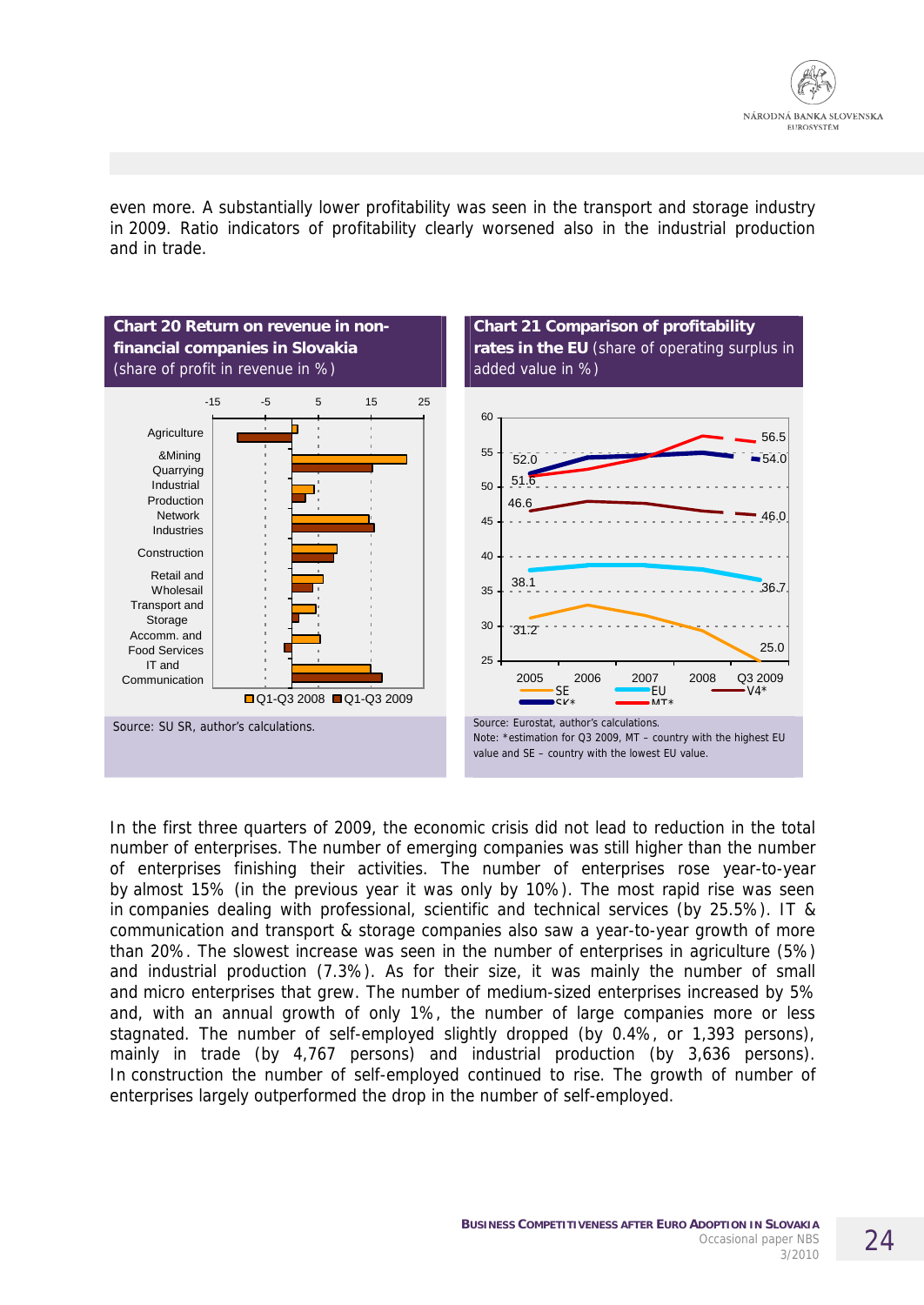even more. A substantially lower profitability was seen in the transport and storage industry in 2009. Ratio indicators of profitability clearly worsened also in the industrial production and in trade.

**Chart 20 Return on revenue in non-financial companies in Slovakia** (share of profit in revenue in %)

Source: SU SR, author's calculations.

**Chart 21 Comparison of profitability rates in the EU** (share of operating surplus in added value in %)

Source: Eurostat, author's calculations.
Note: *estimation for Q3 2009, MT – country with the highest EU value and SE – country with the lowest EU value.

In the first three quarters of 2009, the economic crisis did not lead to reduction in the total number of enterprises. The number of emerging companies was still higher than the number of enterprises finishing their activities. The number of enterprises rose year-to-year by almost 15% (in the previous year it was only by 10%). The most rapid rise was seen in companies dealing with professional, scientific and technical services (by 25.5%). IT & communication and transport & storage companies also saw a year-to-year growth of more than 20%. The slowest increase was seen in the number of enterprises in agriculture (5%) and industrial production (7.3%). As for their size, it was mainly the number of small and micro enterprises that grew. The number of medium-sized enterprises increased by 5% and, with an annual growth of only 1%, the number of large companies more or less stagnated. The number of self-employed slightly dropped (by 0.4%, or 1,393 persons), mainly in trade (by 4,767 persons) and industrial production (by 3,636 persons). In construction the number of self-employed continued to rise. The growth of number of enterprises largely outperformed the drop in the number of self-employed.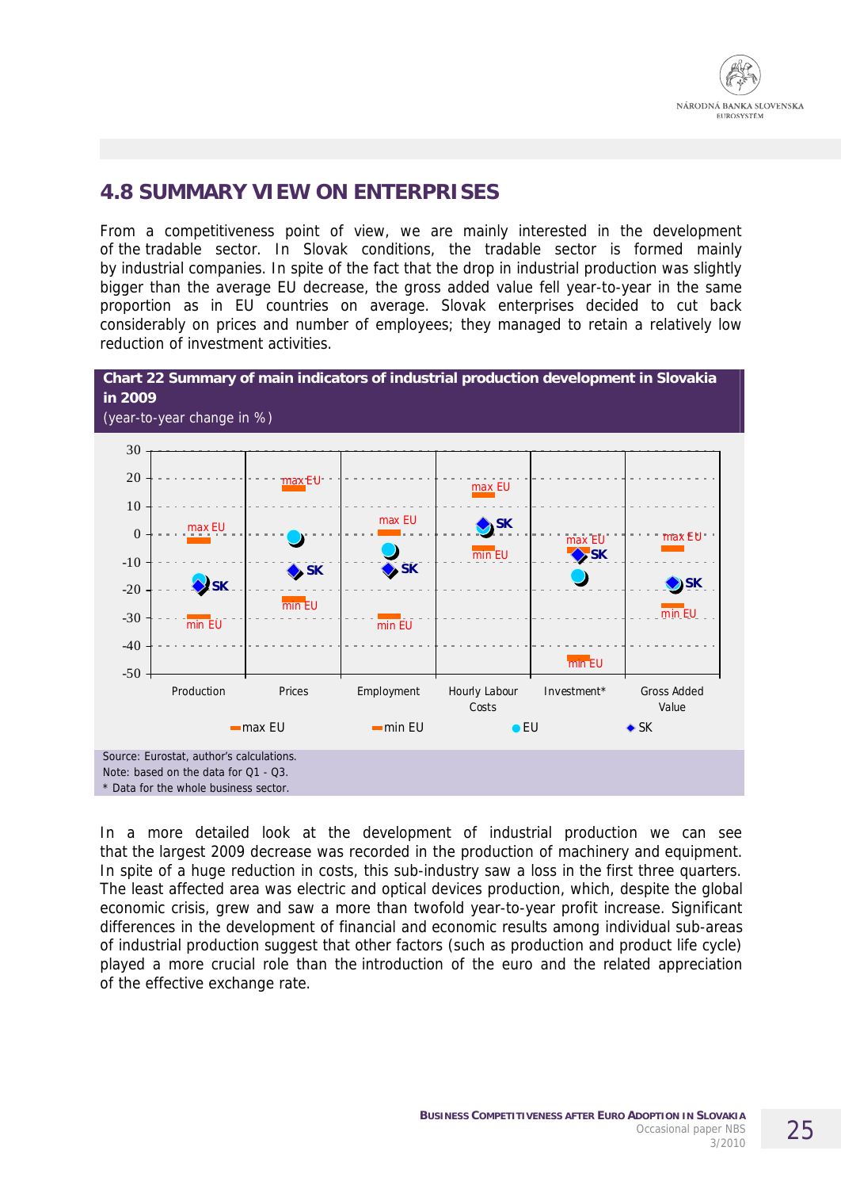## 4.8 SUMMARY VIEW ON ENTERPRISES

From a competitiveness point of view, we are mainly interested in the development of the tradable sector. In Slovak conditions, the tradable sector is formed mainly by industrial companies. In spite of the fact that the drop in industrial production was slightly bigger than the average EU decrease, the gross added value fell year-to-year in the same proportion as in EU countries on average. Slovak enterprises decided to cut back considerably on prices and number of employees; they managed to retain a relatively low reduction of investment activities.

**Chart 22 Summary of main indicators of industrial production development in Slovakia in 2009**
(year-to-year change in %)

Source: Eurostat, author's calculations.
Note: based on the data for Q1 - Q3.
\* Data for the whole business sector.

In a more detailed look at the development of industrial production we can see that the largest 2009 decrease was recorded in the production of machinery and equipment. In spite of a huge reduction in costs, this sub-industry saw a loss in the first three quarters. The least affected area was electric and optical devices production, which, despite the global economic crisis, grew and saw a more than twofold year-to-year profit increase. Significant differences in the development of financial and economic results among individual sub-areas of industrial production suggest that other factors (such as production and product life cycle) played a more crucial role than the introduction of the euro and the related appreciation of the effective exchange rate.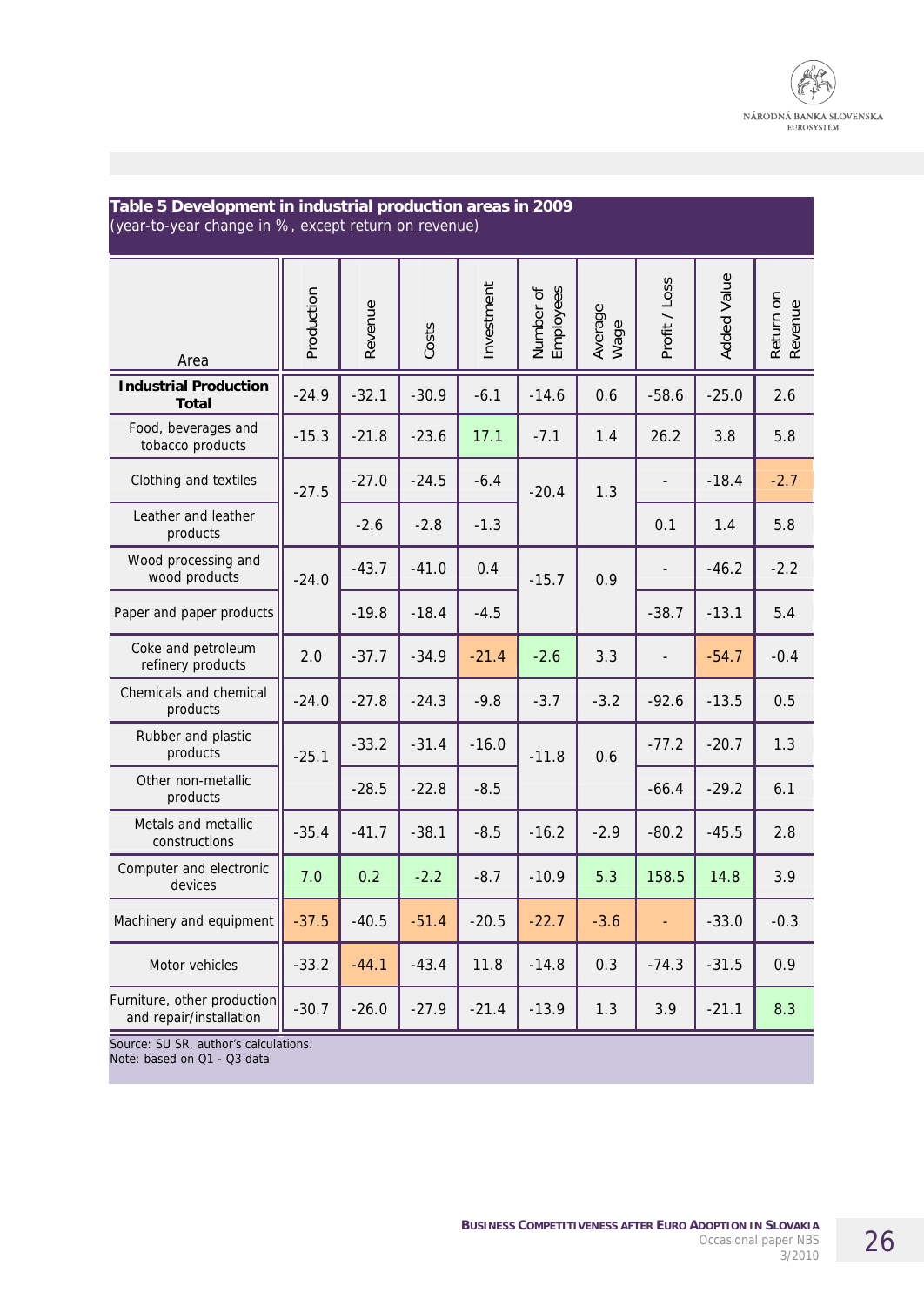**Table 5 Development in industrial production areas in 2009**
(year-to-year change in %, except return on revenue)

| Area | Production | Revenue | Costs | Investment | Number of Employees | Average Wage | Profit / Loss | Added Value | Return on Revenue |
|---|---|---|---|---|---|---|---|---|---|
| **Industrial Production Total** | -24.9 | -32.1 | -30.9 | -6.1 | -14.6 | 0.6 | -58.6 | -25.0 | 2.6 |
| Food, beverages and tobacco products | -15.3 | -21.8 | -23.6 | 17.1 | -7.1 | 1.4 | 26.2 | 3.8 | 5.8 |
| Clothing and textiles | -27.5 | -27.0 | -24.5 | -6.4 | -20.4 | 1.3 | - | -18.4 | -2.7 |
| Leather and leather products | | -2.6 | -2.8 | -1.3 | | | 0.1 | 1.4 | 5.8 |
| Wood processing and wood products | -24.0 | -43.7 | -41.0 | 0.4 | -15.7 | 0.9 | - | -46.2 | -2.2 |
| Paper and paper products | | -19.8 | -18.4 | -4.5 | | | -38.7 | -13.1 | 5.4 |
| Coke and petroleum refinery products | 2.0 | -37.7 | -34.9 | -21.4 | -2.6 | 3.3 | - | -54.7 | -0.4 |
| Chemicals and chemical products | -24.0 | -27.8 | -24.3 | -9.8 | -3.7 | -3.2 | -92.6 | -13.5 | 0.5 |
| Rubber and plastic products | -25.1 | -33.2 | -31.4 | -16.0 | -11.8 | 0.6 | -77.2 | -20.7 | 1.3 |
| Other non-metallic products | | -28.5 | -22.8 | -8.5 | | | -66.4 | -29.2 | 6.1 |
| Metals and metallic constructions | -35.4 | -41.7 | -38.1 | -8.5 | -16.2 | -2.9 | -80.2 | -45.5 | 2.8 |
| Computer and electronic devices | 7.0 | 0.2 | -2.2 | -8.7 | -10.9 | 5.3 | 158.5 | 14.8 | 3.9 |
| Machinery and equipment | -37.5 | -40.5 | -51.4 | -20.5 | -22.7 | -3.6 | - | -33.0 | -0.3 |
| Motor vehicles | -33.2 | -44.1 | -43.4 | 11.8 | -14.8 | 0.3 | -74.3 | -31.5 | 0.9 |
| Furniture, other production and repair/installation | -30.7 | -26.0 | -27.9 | -21.4 | -13.9 | 1.3 | 3.9 | -21.1 | 8.3 |

Source: SU SR, author's calculations.
Note: based on Q1 - Q3 data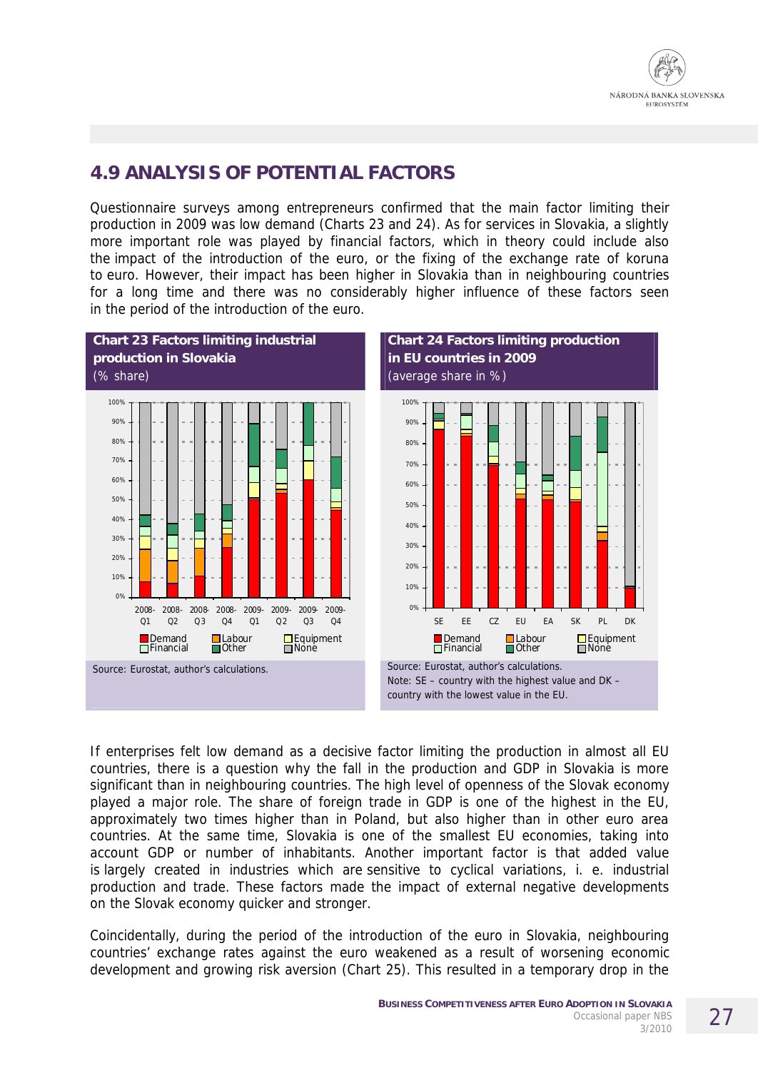## 4.9 ANALYSIS OF POTENTIAL FACTORS

Questionnaire surveys among entrepreneurs confirmed that the main factor limiting their production in 2009 was low demand (Charts 23 and 24). As for services in Slovakia, a slightly more important role was played by financial factors, which in theory could include also the impact of the introduction of the euro, or the fixing of the exchange rate of koruna to euro. However, their impact has been higher in Slovakia than in neighbouring countries for a long time and there was no considerably higher influence of these factors seen in the period of the introduction of the euro.

**Chart 23 Factors limiting industrial production in Slovakia**
(% share)

Source: Eurostat, author's calculations.

**Chart 24 Factors limiting production in EU countries in 2009**
(average share in %)

Source: Eurostat, author's calculations.
Note: SE – country with the highest value and DK – country with the lowest value in the EU.

If enterprises felt low demand as a decisive factor limiting the production in almost all EU countries, there is a question why the fall in the production and GDP in Slovakia is more significant than in neighbouring countries. The high level of openness of the Slovak economy played a major role. The share of foreign trade in GDP is one of the highest in the EU, approximately two times higher than in Poland, but also higher than in other euro area countries. At the same time, Slovakia is one of the smallest EU economies, taking into account GDP or number of inhabitants. Another important factor is that added value is largely created in industries which are sensitive to cyclical variations, i. e. industrial production and trade. These factors made the impact of external negative developments on the Slovak economy quicker and stronger.

Coincidentally, during the period of the introduction of the euro in Slovakia, neighbouring countries' exchange rates against the euro weakened as a result of worsening economic development and growing risk aversion (Chart 25). This resulted in a temporary drop in the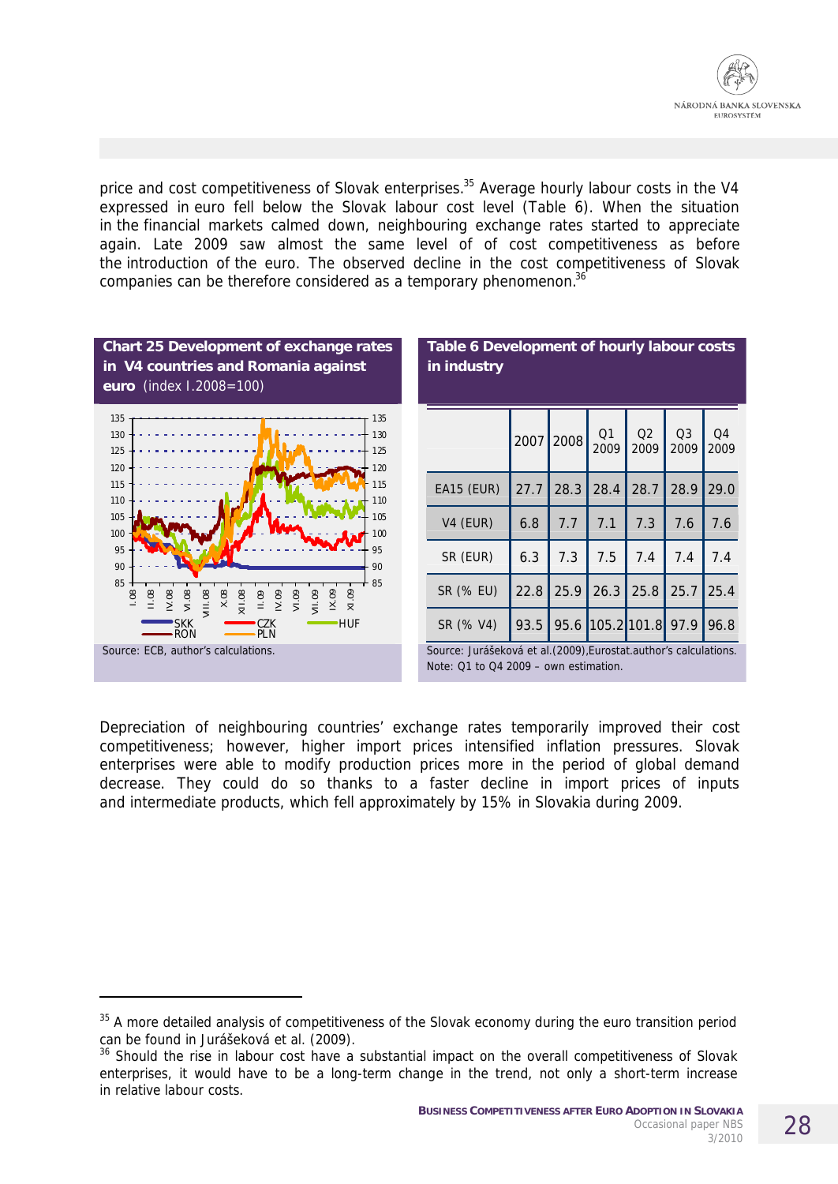price and cost competitiveness of Slovak enterprises.[35] Average hourly labour costs in the V4 expressed in euro fell below the Slovak labour cost level (Table 6). When the situation in the financial markets calmed down, neighbouring exchange rates started to appreciate again. Late 2009 saw almost the same level of of cost competitiveness as before the introduction of the euro. The observed decline in the cost competitiveness of Slovak companies can be therefore considered as a temporary phenomenon.[36]

**Chart 25 Development of exchange rates in V4 countries and Romania against euro** (index I.2008=100)

Source: ECB, author's calculations.

**Table 6 Development of hourly labour costs in industry**

| | 2007 | 2008 | Q1 2009 | Q2 2009 | Q3 2009 | Q4 2009 |
|---|---|---|---|---|---|---|
| EA15 (EUR) | 27.7 | 28.3 | 28.4 | 28.7 | 28.9 | 29.0 |
| V4 (EUR) | 6.8 | 7.7 | 7.1 | 7.3 | 7.6 | 7.6 |
| SR (EUR) | 6.3 | 7.3 | 7.5 | 7.4 | 7.4 | 7.4 |
| SR (% EU) | 22.8 | 25.9 | 26.3 | 25.8 | 25.7 | 25.4 |
| SR (% V4) | 93.5 | 95.6 | 105.2 | 101.8 | 97.9 | 96.8 |

Source: Jurášeková et al.(2009),Eurostat.author's calculations.
Note: Q1 to Q4 2009 – own estimation.

Depreciation of neighbouring countries' exchange rates temporarily improved their cost competitiveness; however, higher import prices intensified inflation pressures. Slovak enterprises were able to modify production prices more in the period of global demand decrease. They could do so thanks to a faster decline in import prices of inputs and intermediate products, which fell approximately by 15% in Slovakia during 2009.

---

[35] A more detailed analysis of competitiveness of the Slovak economy during the euro transition period can be found in Jurášeková et al. (2009).

[36] Should the rise in labour cost have a substantial impact on the overall competitiveness of Slovak enterprises, it would have to be a long-term change in the trend, not only a short-term increase in relative labour costs.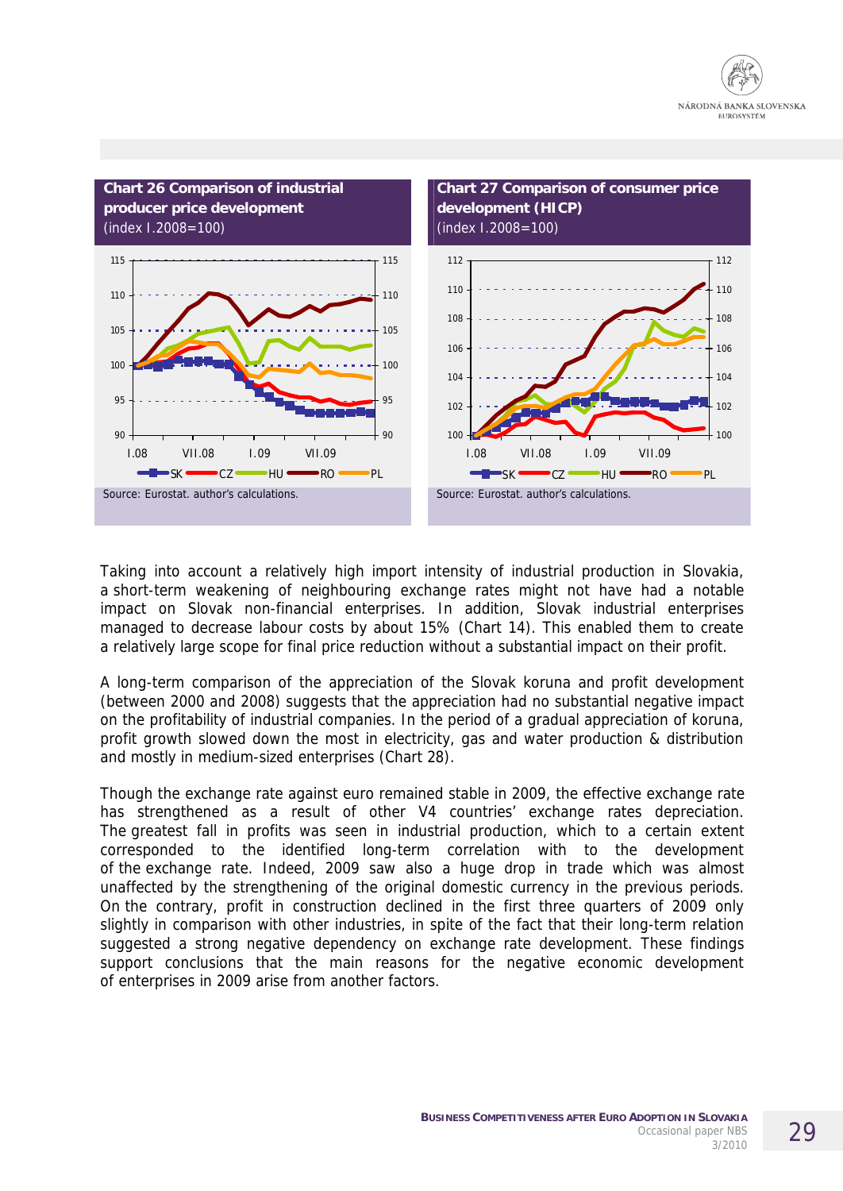**Chart 26 Comparison of industrial producer price development**
(index I.2008=100)

Source: Eurostat. author's calculations.

**Chart 27 Comparison of consumer price development (HICP)**
(index I.2008=100)

Source: Eurostat. author's calculations.

Taking into account a relatively high import intensity of industrial production in Slovakia, a short-term weakening of neighbouring exchange rates might not have had a notable impact on Slovak non-financial enterprises. In addition, Slovak industrial enterprises managed to decrease labour costs by about 15% (Chart 14). This enabled them to create a relatively large scope for final price reduction without a substantial impact on their profit.

A long-term comparison of the appreciation of the Slovak koruna and profit development (between 2000 and 2008) suggests that the appreciation had no substantial negative impact on the profitability of industrial companies. In the period of a gradual appreciation of koruna, profit growth slowed down the most in electricity, gas and water production & distribution and mostly in medium-sized enterprises (Chart 28).

Though the exchange rate against euro remained stable in 2009, the effective exchange rate has strengthened as a result of other V4 countries' exchange rates depreciation. The greatest fall in profits was seen in industrial production, which to a certain extent corresponded to the identified long-term correlation with the development of the exchange rate. Indeed, 2009 saw also a huge drop in trade which was almost unaffected by the strengthening of the original domestic currency in the previous periods. On the contrary, profit in construction declined in the first three quarters of 2009 only slightly in comparison with other industries, in spite of the fact that their long-term relation suggested a strong negative dependency on exchange rate development. These findings support conclusions that the main reasons for the negative economic development of enterprises in 2009 arise from another factors.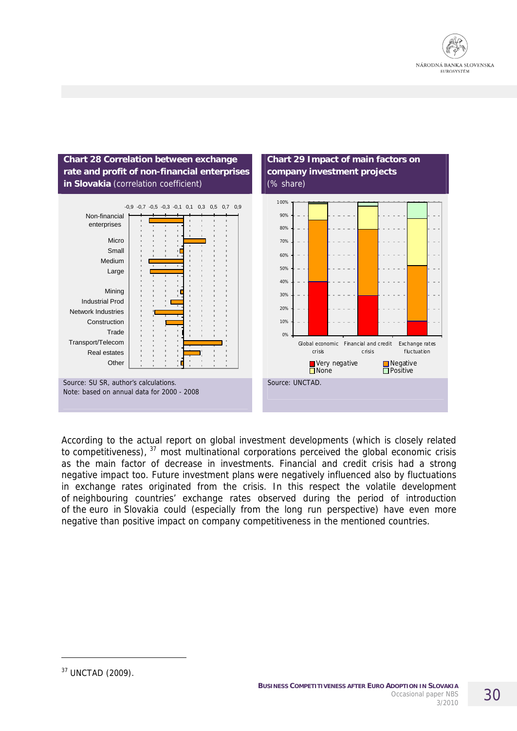**Chart 28 Correlation between exchange rate and profit of non-financial enterprises in Slovakia** (correlation coefficient)

Source: SU SR, author's calculations.
Note: based on annual data for 2000 - 2008

**Chart 29 Impact of main factors on company investment projects** (% share)

Source: UNCTAD.

According to the actual report on global investment developments (which is closely related to competitiveness), [37] most multinational corporations perceived the global economic crisis as the main factor of decrease in investments. Financial and credit crisis had a strong negative impact too. Future investment plans were negatively influenced also by fluctuations in exchange rates originated from the crisis. In this respect the volatile development of neighbouring countries' exchange rates observed during the period of introduction of the euro in Slovakia could (especially from the long run perspective) have even more negative than positive impact on company competitiveness in the mentioned countries.

---

[37] UNCTAD (2009).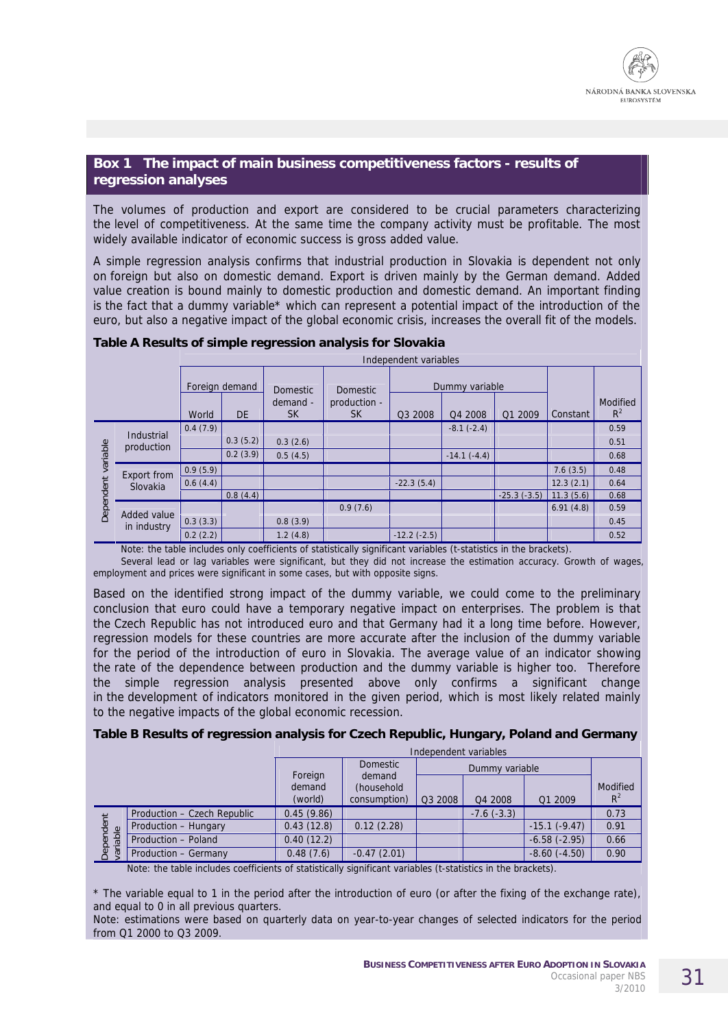## Box 1 The impact of main business competitiveness factors - results of regression analyses

The volumes of production and export are considered to be crucial parameters characterizing the level of competitiveness. At the same time the company activity must be profitable. The most widely available indicator of economic success is gross added value.

A simple regression analysis confirms that industrial production in Slovakia is dependent not only on foreign but also on domestic demand. Export is driven mainly by the German demand. Added value creation is bound mainly to domestic production and domestic demand. An important finding is the fact that a dummy variable* which can represent a potential impact of the introduction of the euro, but also a negative impact of the global economic crisis, increases the overall fit of the models.

**Table A Results of simple regression analysis for Slovakia**

| Dependent variable | Foreign demand – World | Foreign demand – DE | Domestic demand - SK | Domestic production - SK | Dummy variable – Q3 2008 | Dummy variable – Q4 2008 | Dummy variable – Q1 2009 | Constant | Modified $R^2$ |
|---|---|---|---|---|---|---|---|---|---|
| Industrial production | 0.4 (7.9) | | | | | -8.1 (-2.4) | | | 0.59 |
| | | 0.3 (5.2) | 0.3 (2.6) | | | | | | 0.51 |
| | | 0.2 (3.9) | 0.5 (4.5) | | | -14.1 (-4.4) | | | 0.68 |
| Export from Slovakia | 0.9 (5.9) | | | | | | | 7.6 (3.5) | 0.48 |
| | 0.6 (4.4) | | | | -22.3 (5.4) | | | 12.3 (2.1) | 0.64 |
| | | 0.8 (4.4) | | | | | -25.3 (-3.5) | 11.3 (5.6) | 0.68 |
| Added value in industry | | | | 0.9 (7.6) | | | | 6.91 (4.8) | 0.59 |
| | 0.3 (3.3) | | 0.8 (3.9) | | | | | | 0.45 |
| | 0.2 (2.2) | | 1.2 (4.8) | | -12.2 (-2.5) | | | | 0.52 |

Note: the table includes only coefficients of statistically significant variables (t-statistics in the brackets).
Several lead or lag variables were significant, but they did not increase the estimation accuracy. Growth of wages, employment and prices were significant in some cases, but with opposite signs.

Based on the identified strong impact of the dummy variable, we could come to the preliminary conclusion that euro could have a temporary negative impact on enterprises. The problem is that the Czech Republic has not introduced euro and that Germany had it a long time before. However, regression models for these countries are more accurate after the inclusion of the dummy variable for the period of the introduction of euro in Slovakia. The average value of an indicator showing the rate of the dependence between production and the dummy variable is higher too. Therefore the simple regression analysis presented above only confirms a significant change in the development of indicators monitored in the given period, which is most likely related mainly to the negative impacts of the global economic recession.

**Table B Results of regression analysis for Czech Republic, Hungary, Poland and Germany**

| Dependent variable | Foreign demand (world) | Domestic demand (household consumption) | Dummy variable – Q3 2008 | Dummy variable – Q4 2008 | Dummy variable – Q1 2009 | Modified $R^2$ |
|---|---|---|---|---|---|---|
| Production – Czech Republic | 0.45 (9.86) | | | -7.6 (-3.3) | | 0.73 |
| Production – Hungary | 0.43 (12.8) | 0.12 (2.28) | | | -15.1 (-9.47) | 0.91 |
| Production – Poland | 0.40 (12.2) | | | | -6.58 (-2.95) | 0.66 |
| Production – Germany | 0.48 (7.6) | -0.47 (2.01) | | | -8.60 (-4.50) | 0.90 |

Note: the table includes coefficients of statistically significant variables (t-statistics in the brackets).

* The variable equal to 1 in the period after the introduction of euro (or after the fixing of the exchange rate), and equal to 0 in all previous quarters.
Note: estimations were based on quarterly data on year-to-year changes of selected indicators for the period from Q1 2000 to Q3 2009.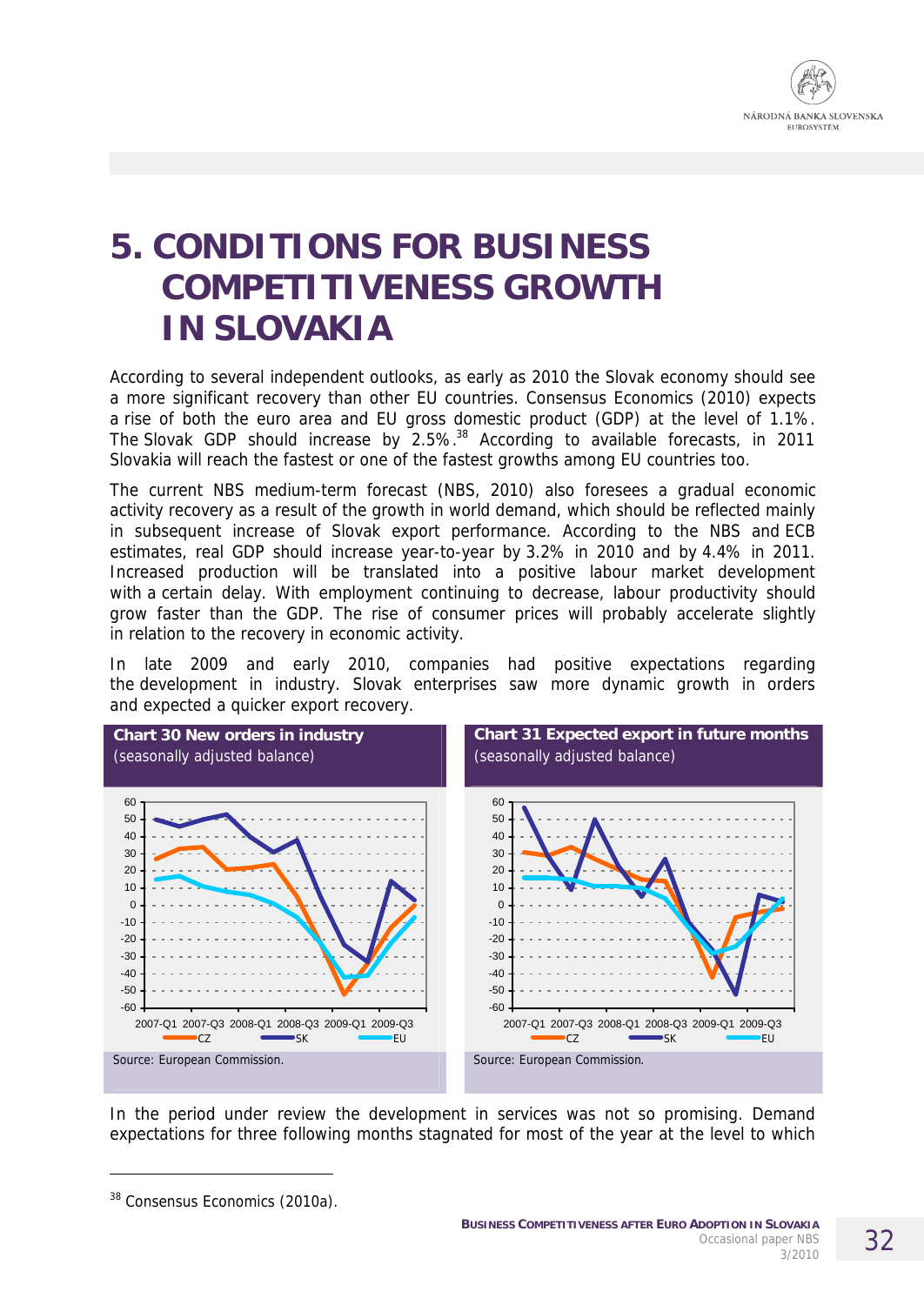# 5. CONDITIONS FOR BUSINESS COMPETITIVENESS GROWTH IN SLOVAKIA

According to several independent outlooks, as early as 2010 the Slovak economy should see a more significant recovery than other EU countries. Consensus Economics (2010) expects a rise of both the euro area and EU gross domestic product (GDP) at the level of 1.1%. The Slovak GDP should increase by 2.5%.[38] According to available forecasts, in 2011 Slovakia will reach the fastest or one of the fastest growths among EU countries too.

The current NBS medium-term forecast (NBS, 2010) also foresees a gradual economic activity recovery as a result of the growth in world demand, which should be reflected mainly in subsequent increase of Slovak export performance. According to the NBS and ECB estimates, real GDP should increase year-to-year by 3.2% in 2010 and by 4.4% in 2011. Increased production will be translated into a positive labour market development with a certain delay. With employment continuing to decrease, labour productivity should grow faster than the GDP. The rise of consumer prices will probably accelerate slightly in relation to the recovery in economic activity.

In late 2009 and early 2010, companies had positive expectations regarding the development in industry. Slovak enterprises saw more dynamic growth in orders and expected a quicker export recovery.

**Chart 30 New orders in industry**
(seasonally adjusted balance)

Source: European Commission.

**Chart 31 Expected export in future months**
(seasonally adjusted balance)

Source: European Commission.

In the period under review the development in services was not so promising. Demand expectations for three following months stagnated for most of the year at the level to which

[38] Consensus Economics (2010a).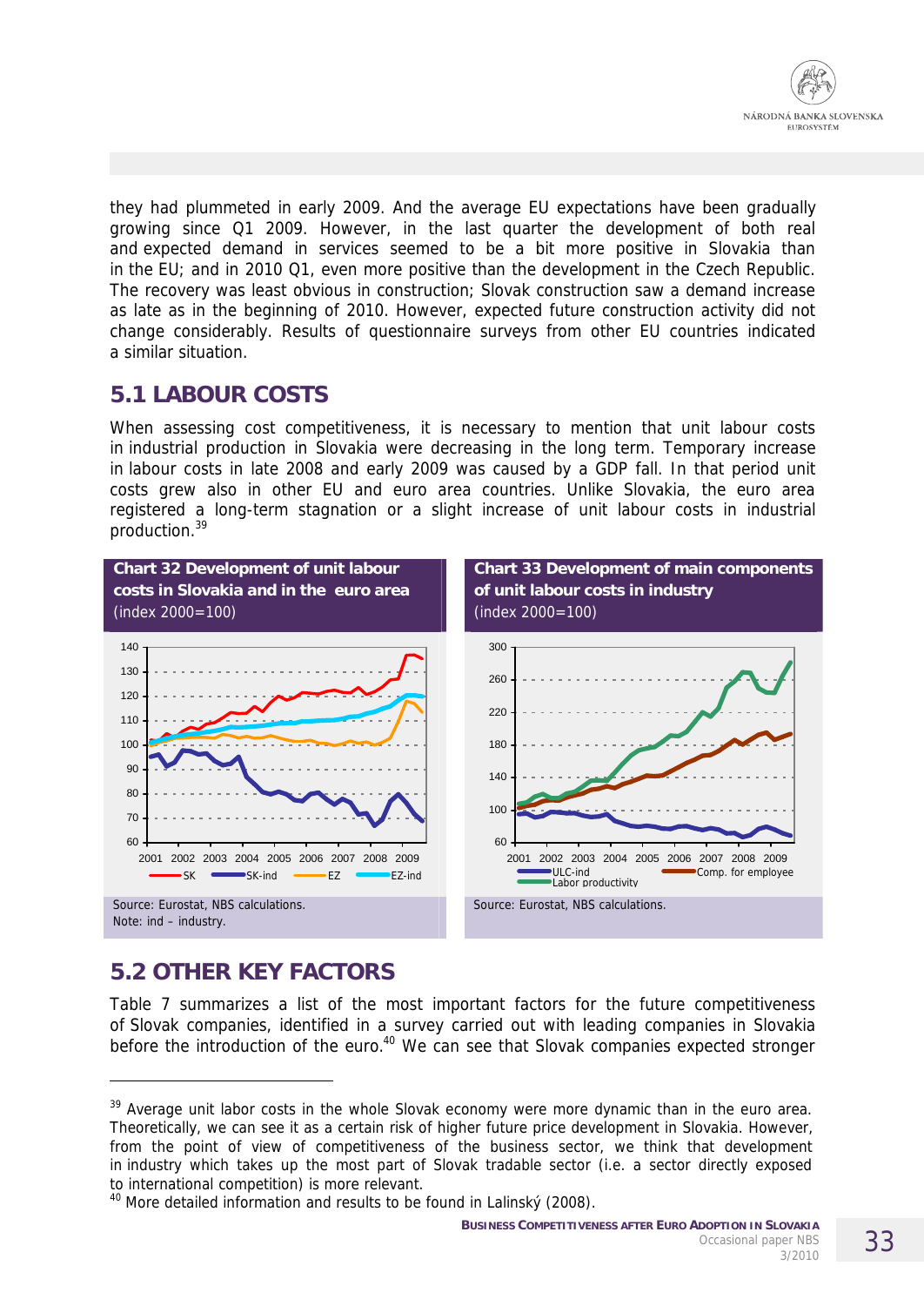they had plummeted in early 2009. And the average EU expectations have been gradually growing since Q1 2009. However, in the last quarter the development of both real and expected demand in services seemed to be a bit more positive in Slovakia than in the EU; and in 2010 Q1, even more positive than the development in the Czech Republic. The recovery was least obvious in construction; Slovak construction saw a demand increase as late as in the beginning of 2010. However, expected future construction activity did not change considerably. Results of questionnaire surveys from other EU countries indicated a similar situation.

## 5.1 LABOUR COSTS

When assessing cost competitiveness, it is necessary to mention that unit labour costs in industrial production in Slovakia were decreasing in the long term. Temporary increase in labour costs in late 2008 and early 2009 was caused by a GDP fall. In that period unit costs grew also in other EU and euro area countries. Unlike Slovakia, the euro area registered a long-term stagnation or a slight increase of unit labour costs in industrial production.[39]

**Chart 32 Development of unit labour costs in Slovakia and in the euro area** (index 2000=100)

Source: Eurostat, NBS calculations.
Note: ind – industry.

**Chart 33 Development of main components of unit labour costs in industry** (index 2000=100)

Source: Eurostat, NBS calculations.

## 5.2 OTHER KEY FACTORS

Table 7 summarizes a list of the most important factors for the future competitiveness of Slovak companies, identified in a survey carried out with leading companies in Slovakia before the introduction of the euro.[40] We can see that Slovak companies expected stronger

---

[39] Average unit labor costs in the whole Slovak economy were more dynamic than in the euro area. Theoretically, we can see it as a certain risk of higher future price development in Slovakia. However, from the point of view of competitiveness of the business sector, we think that development in industry which takes up the most part of Slovak tradable sector (i.e. a sector directly exposed to international competition) is more relevant.

[40] More detailed information and results to be found in Lalinský (2008).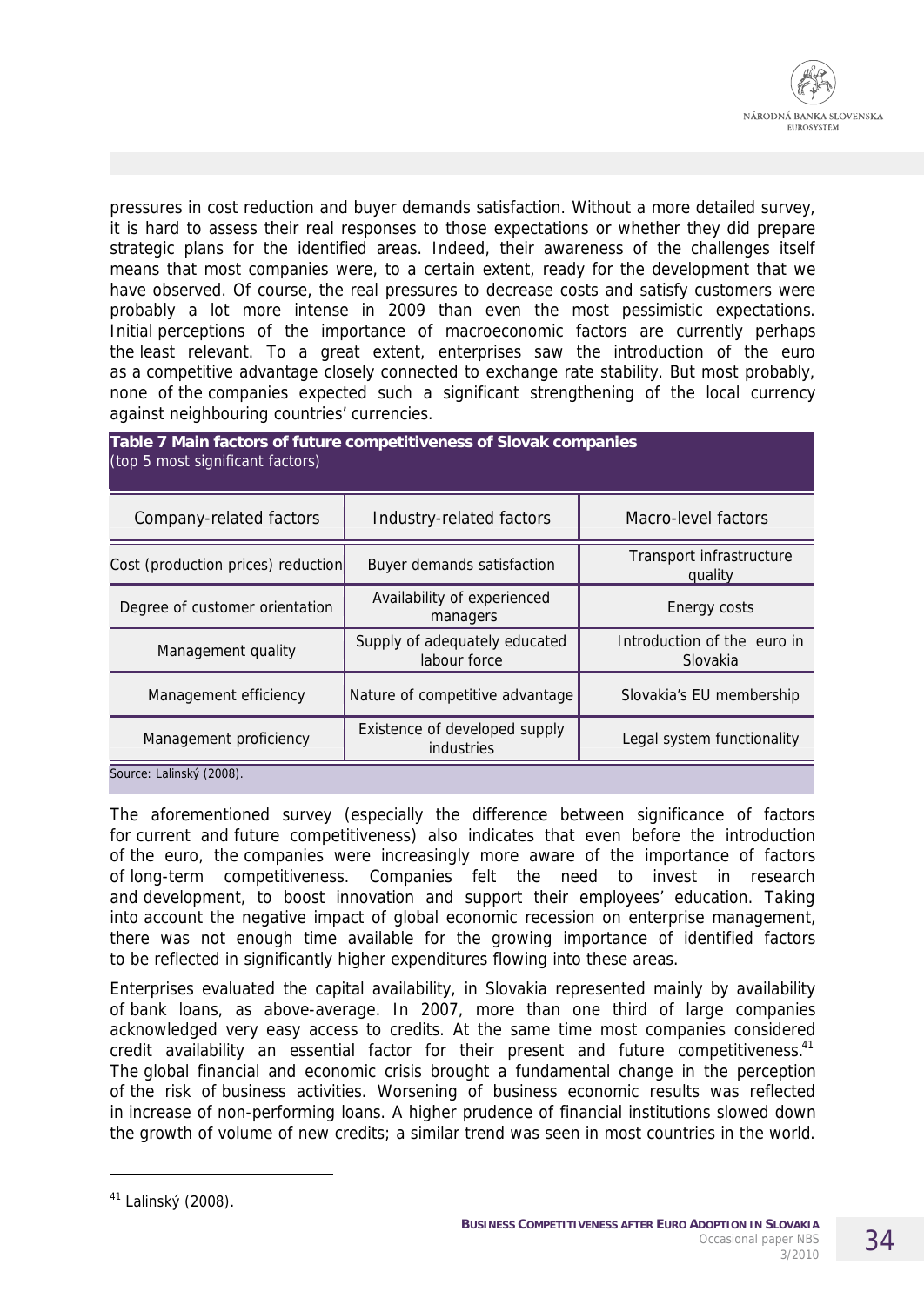pressures in cost reduction and buyer demands satisfaction. Without a more detailed survey, it is hard to assess their real responses to those expectations or whether they did prepare strategic plans for the identified areas. Indeed, their awareness of the challenges itself means that most companies were, to a certain extent, ready for the development that we have observed. Of course, the real pressures to decrease costs and satisfy customers were probably a lot more intense in 2009 than even the most pessimistic expectations. Initial perceptions of the importance of macroeconomic factors are currently perhaps the least relevant. To a great extent, enterprises saw the introduction of the euro as a competitive advantage closely connected to exchange rate stability. But most probably, none of the companies expected such a significant strengthening of the local currency against neighbouring countries' currencies.

**Table 7 Main factors of future competitiveness of Slovak companies**
(top 5 most significant factors)

| Company-related factors | Industry-related factors | Macro-level factors |
|---|---|---|
| Cost (production prices) reduction | Buyer demands satisfaction | Transport infrastructure quality |
| Degree of customer orientation | Availability of experienced managers | Energy costs |
| Management quality | Supply of adequately educated labour force | Introduction of the euro in Slovakia |
| Management efficiency | Nature of competitive advantage | Slovakia's EU membership |
| Management proficiency | Existence of developed supply industries | Legal system functionality |

Source: Lalinský (2008).

The aforementioned survey (especially the difference between significance of factors for current and future competitiveness) also indicates that even before the introduction of the euro, the companies were increasingly more aware of the importance of factors of long-term competitiveness. Companies felt the need to invest in research and development, to boost innovation and support their employees' education. Taking into account the negative impact of global economic recession on enterprise management, there was not enough time available for the growing importance of identified factors to be reflected in significantly higher expenditures flowing into these areas.

Enterprises evaluated the capital availability, in Slovakia represented mainly by availability of bank loans, as above-average. In 2007, more than one third of large companies acknowledged very easy access to credits. At the same time most companies considered credit availability an essential factor for their present and future competitiveness.[41] The global financial and economic crisis brought a fundamental change in the perception of the risk of business activities. Worsening of business economic results was reflected in increase of non-performing loans. A higher prudence of financial institutions slowed down the growth of volume of new credits; a similar trend was seen in most countries in the world.

[41] Lalinský (2008).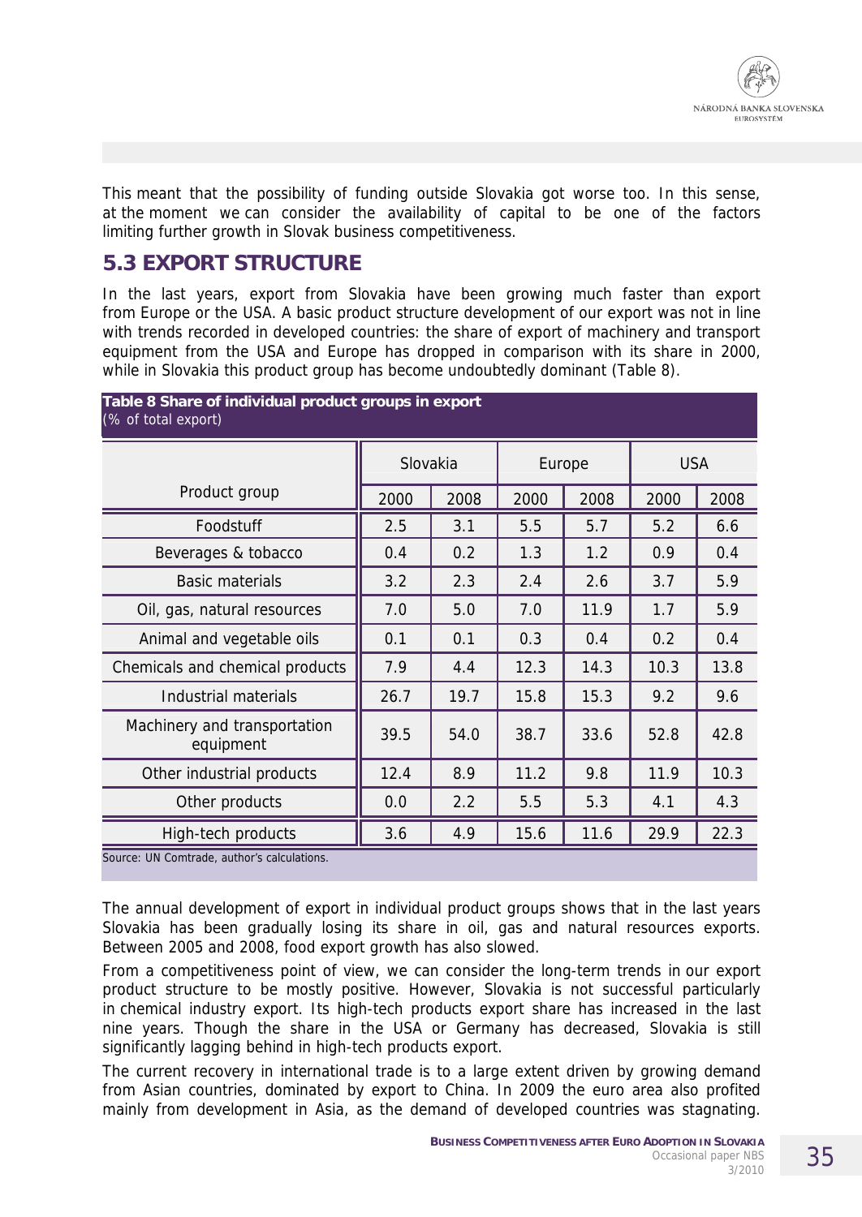This meant that the possibility of funding outside Slovakia got worse too. In this sense, at the moment we can consider the availability of capital to be one of the factors limiting further growth in Slovak business competitiveness.

## 5.3 EXPORT STRUCTURE

In the last years, export from Slovakia have been growing much faster than export from Europe or the USA. A basic product structure development of our export was not in line with trends recorded in developed countries: the share of export of machinery and transport equipment from the USA and Europe has dropped in comparison with its share in 2000, while in Slovakia this product group has become undoubtedly dominant (Table 8).

**Table 8 Share of individual product groups in export**
(% of total export)

| Product group | Slovakia | | Europe | | USA | |
|---|---|---|---|---|---|---|
| | 2000 | 2008 | 2000 | 2008 | 2000 | 2008 |
| Foodstuff | 2.5 | 3.1 | 5.5 | 5.7 | 5.2 | 6.6 |
| Beverages & tobacco | 0.4 | 0.2 | 1.3 | 1.2 | 0.9 | 0.4 |
| Basic materials | 3.2 | 2.3 | 2.4 | 2.6 | 3.7 | 5.9 |
| Oil, gas, natural resources | 7.0 | 5.0 | 7.0 | 11.9 | 1.7 | 5.9 |
| Animal and vegetable oils | 0.1 | 0.1 | 0.3 | 0.4 | 0.2 | 0.4 |
| Chemicals and chemical products | 7.9 | 4.4 | 12.3 | 14.3 | 10.3 | 13.8 |
| Industrial materials | 26.7 | 19.7 | 15.8 | 15.3 | 9.2 | 9.6 |
| Machinery and transportation equipment | 39.5 | 54.0 | 38.7 | 33.6 | 52.8 | 42.8 |
| Other industrial products | 12.4 | 8.9 | 11.2 | 9.8 | 11.9 | 10.3 |
| Other products | 0.0 | 2.2 | 5.5 | 5.3 | 4.1 | 4.3 |
| High-tech products | 3.6 | 4.9 | 15.6 | 11.6 | 29.9 | 22.3 |

Source: UN Comtrade, author's calculations.

The annual development of export in individual product groups shows that in the last years Slovakia has been gradually losing its share in oil, gas and natural resources exports. Between 2005 and 2008, food export growth has also slowed.

From a competitiveness point of view, we can consider the long-term trends in our export product structure to be mostly positive. However, Slovakia is not successful particularly in chemical industry export. Its high-tech products export share has increased in the last nine years. Though the share in the USA or Germany has decreased, Slovakia is still significantly lagging behind in high-tech products export.

The current recovery in international trade is to a large extent driven by growing demand from Asian countries, dominated by export to China. In 2009 the euro area also profited mainly from development in Asia, as the demand of developed countries was stagnating.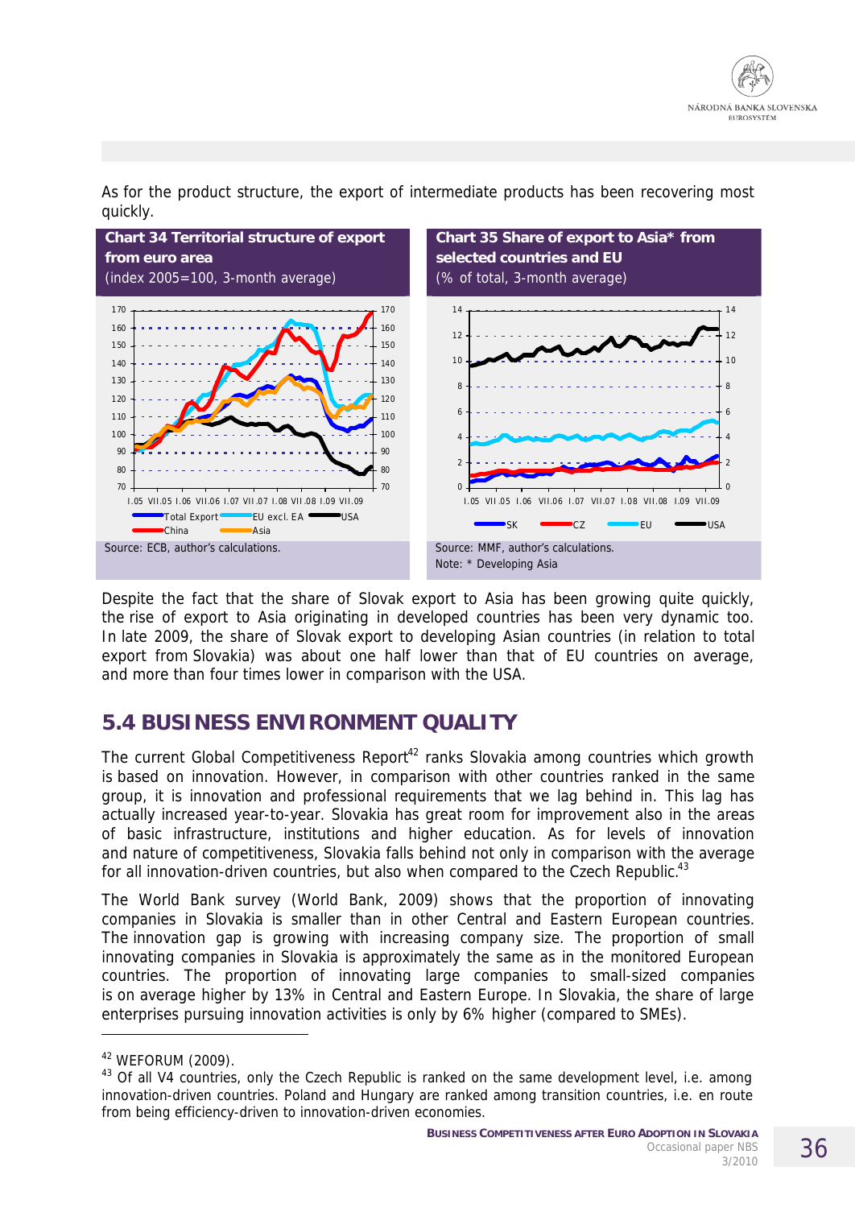As for the product structure, the export of intermediate products has been recovering most quickly.

**Chart 34 Territorial structure of export from euro area**
(index 2005=100, 3-month average)

Source: ECB, author's calculations.

**Chart 35 Share of export to Asia\* from selected countries and EU**
(% of total, 3-month average)

Source: MMF, author's calculations.
Note: * Developing Asia

Despite the fact that the share of Slovak export to Asia has been growing quite quickly, the rise of export to Asia originating in developed countries has been very dynamic too. In late 2009, the share of Slovak export to developing Asian countries (in relation to total export from Slovakia) was about one half lower than that of EU countries on average, and more than four times lower in comparison with the USA.

## 5.4 BUSINESS ENVIRONMENT QUALITY

The current Global Competitiveness Report[42] ranks Slovakia among countries which growth is based on innovation. However, in comparison with other countries ranked in the same group, it is innovation and professional requirements that we lag behind in. This lag has actually increased year-to-year. Slovakia has great room for improvement also in the areas of basic infrastructure, institutions and higher education. As for levels of innovation and nature of competitiveness, Slovakia falls behind not only in comparison with the average for all innovation-driven countries, but also when compared to the Czech Republic.[43]

The World Bank survey (World Bank, 2009) shows that the proportion of innovating companies in Slovakia is smaller than in other Central and Eastern European countries. The innovation gap is growing with increasing company size. The proportion of small innovating companies in Slovakia is approximately the same as in the monitored European countries. The proportion of innovating large companies to small-sized companies is on average higher by 13% in Central and Eastern Europe. In Slovakia, the share of large enterprises pursuing innovation activities is only by 6% higher (compared to SMEs).

[42] WEFORUM (2009).

[43] Of all V4 countries, only the Czech Republic is ranked on the same development level, i.e. among innovation-driven countries. Poland and Hungary are ranked among transition countries, i.e. en route from being efficiency-driven to innovation-driven economies.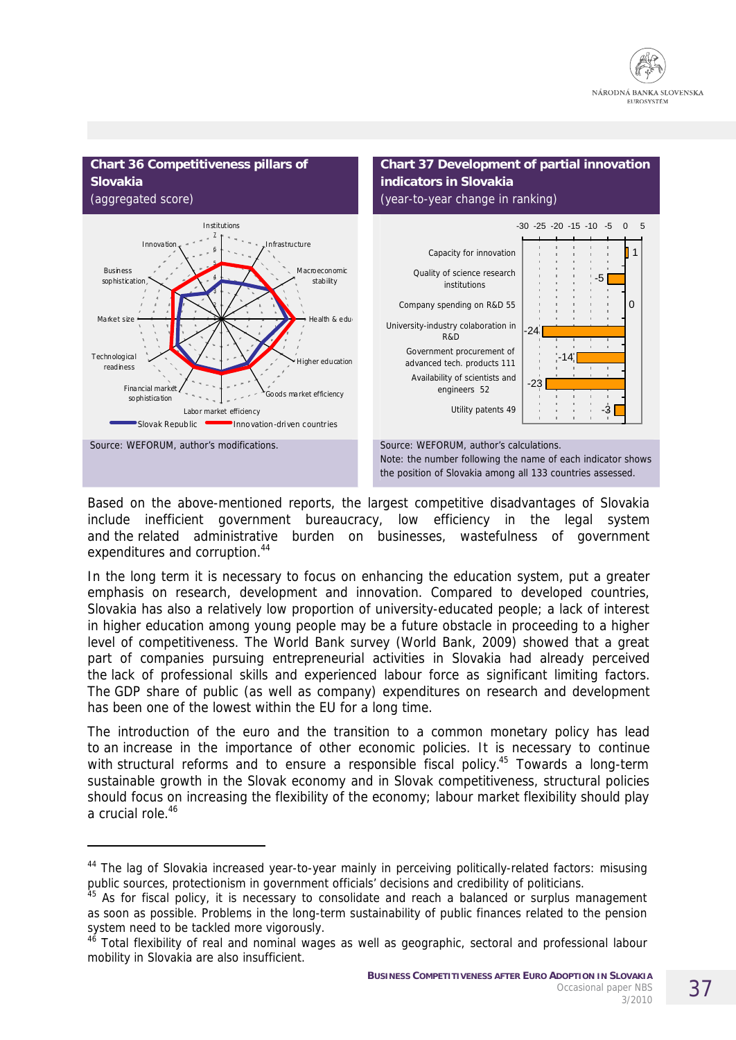**Chart 36 Competitiveness pillars of Slovakia**
(aggregated score)

Source: WEFORUM, author's modifications.

**Chart 37 Development of partial innovation indicators in Slovakia**
(year-to-year change in ranking)

| Indicator | Change |
|---|---|
| Capacity for innovation | 1 |
| Quality of science research institutions | -5 |
| Company spending on R&D 55 | 0 |
| University-industry colaboration in R&D | -24 |
| Government procurement of advanced tech. products 111 | -14 |
| Availability of scientists and engineers 52 | -23 |
| Utility patents 49 | -3 |

Source: WEFORUM, author's calculations.
Note: the number following the name of each indicator shows the position of Slovakia among all 133 countries assessed.

Based on the above-mentioned reports, the largest competitive disadvantages of Slovakia include inefficient government bureaucracy, low efficiency in the legal system and the related administrative burden on businesses, wastefulness of government expenditures and corruption.[44]

In the long term it is necessary to focus on enhancing the education system, put a greater emphasis on research, development and innovation. Compared to developed countries, Slovakia has also a relatively low proportion of university-educated people; a lack of interest in higher education among young people may be a future obstacle in proceeding to a higher level of competitiveness. The World Bank survey (World Bank, 2009) showed that a great part of companies pursuing entrepreneurial activities in Slovakia had already perceived the lack of professional skills and experienced labour force as significant limiting factors. The GDP share of public (as well as company) expenditures on research and development has been one of the lowest within the EU for a long time.

The introduction of the euro and the transition to a common monetary policy has lead to an increase in the importance of other economic policies. It is necessary to continue with structural reforms and to ensure a responsible fiscal policy.[45] Towards a long-term sustainable growth in the Slovak economy and in Slovak competitiveness, structural policies should focus on increasing the flexibility of the economy; labour market flexibility should play a crucial role.[46]

---

[44] The lag of Slovakia increased year-to-year mainly in perceiving politically-related factors: misusing public sources, protectionism in government officials' decisions and credibility of politicians.

[45] As for fiscal policy, it is necessary to consolidate and reach a balanced or surplus management as soon as possible. Problems in the long-term sustainability of public finances related to the pension system need to be tackled more vigorously.

[46] Total flexibility of real and nominal wages as well as geographic, sectoral and professional labour mobility in Slovakia are also insufficient.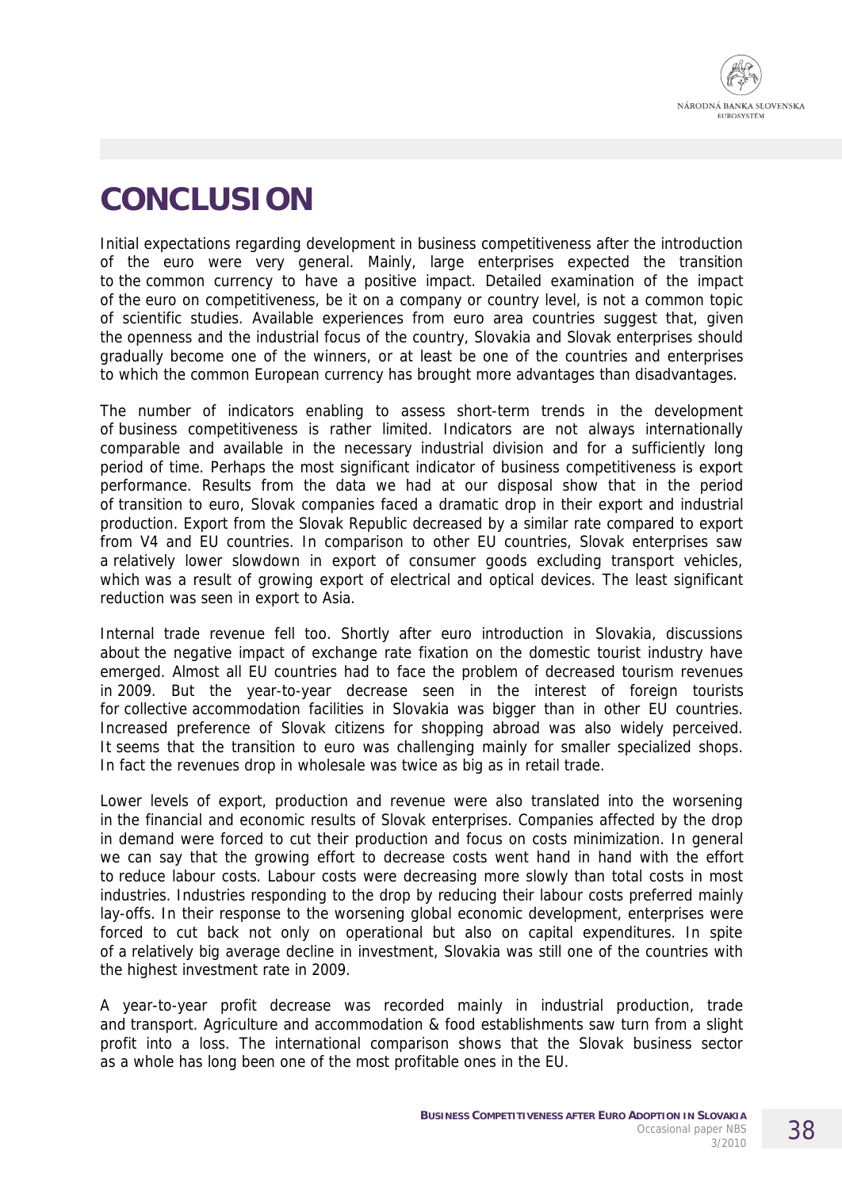# CONCLUSION

Initial expectations regarding development in business competitiveness after the introduction of the euro were very general. Mainly, large enterprises expected the transition to the common currency to have a positive impact. Detailed examination of the impact of the euro on competitiveness, be it on a company or country level, is not a common topic of scientific studies. Available experiences from euro area countries suggest that, given the openness and the industrial focus of the country, Slovakia and Slovak enterprises should gradually become one of the winners, or at least be one of the countries and enterprises to which the common European currency has brought more advantages than disadvantages.

The number of indicators enabling to assess short-term trends in the development of business competitiveness is rather limited. Indicators are not always internationally comparable and available in the necessary industrial division and for a sufficiently long period of time. Perhaps the most significant indicator of business competitiveness is export performance. Results from the data we had at our disposal show that in the period of transition to euro, Slovak companies faced a dramatic drop in their export and industrial production. Export from the Slovak Republic decreased by a similar rate compared to export from V4 and EU countries. In comparison to other EU countries, Slovak enterprises saw a relatively lower slowdown in export of consumer goods excluding transport vehicles, which was a result of growing export of electrical and optical devices. The least significant reduction was seen in export to Asia.

Internal trade revenue fell too. Shortly after euro introduction in Slovakia, discussions about the negative impact of exchange rate fixation on the domestic tourist industry have emerged. Almost all EU countries had to face the problem of decreased tourism revenues in 2009. But the year-to-year decrease seen in the interest of foreign tourists for collective accommodation facilities in Slovakia was bigger than in other EU countries. Increased preference of Slovak citizens for shopping abroad was also widely perceived. It seems that the transition to euro was challenging mainly for smaller specialized shops. In fact the revenues drop in wholesale was twice as big as in retail trade.

Lower levels of export, production and revenue were also translated into the worsening in the financial and economic results of Slovak enterprises. Companies affected by the drop in demand were forced to cut their production and focus on costs minimization. In general we can say that the growing effort to decrease costs went hand in hand with the effort to reduce labour costs. Labour costs were decreasing more slowly than total costs in most industries. Industries responding to the drop by reducing their labour costs preferred mainly lay-offs. In their response to the worsening global economic development, enterprises were forced to cut back not only on operational but also on capital expenditures. In spite of a relatively big average decline in investment, Slovakia was still one of the countries with the highest investment rate in 2009.

A year-to-year profit decrease was recorded mainly in industrial production, trade and transport. Agriculture and accommodation & food establishments saw turn from a slight profit into a loss. The international comparison shows that the Slovak business sector as a whole has long been one of the most profitable ones in the EU.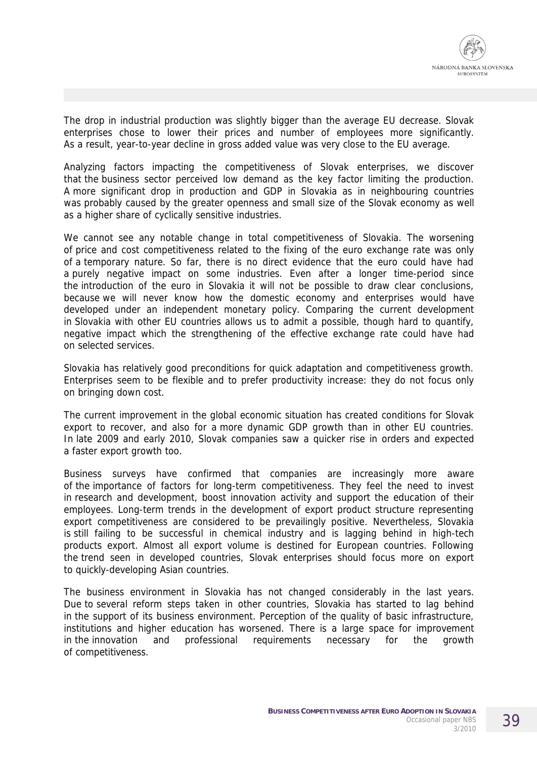The drop in industrial production was slightly bigger than the average EU decrease. Slovak enterprises chose to lower their prices and number of employees more significantly. As a result, year-to-year decline in gross added value was very close to the EU average.

Analyzing factors impacting the competitiveness of Slovak enterprises, we discover that the business sector perceived low demand as the key factor limiting the production. A more significant drop in production and GDP in Slovakia as in neighbouring countries was probably caused by the greater openness and small size of the Slovak economy as well as a higher share of cyclically sensitive industries.

We cannot see any notable change in total competitiveness of Slovakia. The worsening of price and cost competitiveness related to the fixing of the euro exchange rate was only of a temporary nature. So far, there is no direct evidence that the euro could have had a purely negative impact on some industries. Even after a longer time-period since the introduction of the euro in Slovakia it will not be possible to draw clear conclusions, because we will never know how the domestic economy and enterprises would have developed under an independent monetary policy. Comparing the current development in Slovakia with other EU countries allows us to admit a possible, though hard to quantify, negative impact which the strengthening of the effective exchange rate could have had on selected services.

Slovakia has relatively good preconditions for quick adaptation and competitiveness growth. Enterprises seem to be flexible and to prefer productivity increase: they do not focus only on bringing down cost.

The current improvement in the global economic situation has created conditions for Slovak export to recover, and also for a more dynamic GDP growth than in other EU countries. In late 2009 and early 2010, Slovak companies saw a quicker rise in orders and expected a faster export growth too.

Business surveys have confirmed that companies are increasingly more aware of the importance of factors for long-term competitiveness. They feel the need to invest in research and development, boost innovation activity and support the education of their employees. Long-term trends in the development of export product structure representing export competitiveness are considered to be prevailingly positive. Nevertheless, Slovakia is still failing to be successful in chemical industry and is lagging behind in high-tech products export. Almost all export volume is destined for European countries. Following the trend seen in developed countries, Slovak enterprises should focus more on export to quickly-developing Asian countries.

The business environment in Slovakia has not changed considerably in the last years. Due to several reform steps taken in other countries, Slovakia has started to lag behind in the support of its business environment. Perception of the quality of basic infrastructure, institutions and higher education has worsened. There is a large space for improvement in the innovation and professional requirements necessary for the growth of competitiveness.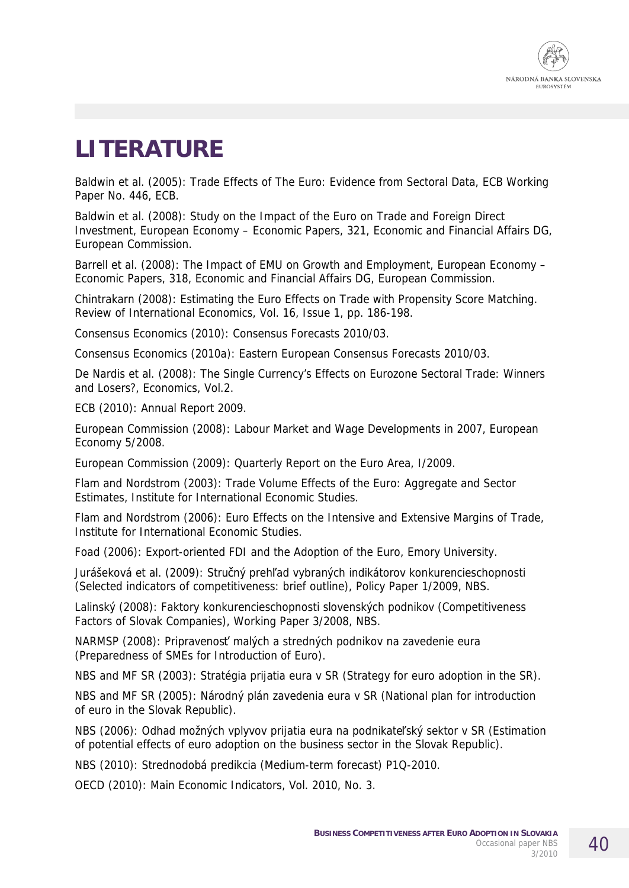# LITERATURE

Baldwin et al. (2005): Trade Effects of The Euro: Evidence from Sectoral Data, ECB Working Paper No. 446, ECB.

Baldwin et al. (2008): Study on the Impact of the Euro on Trade and Foreign Direct Investment, European Economy – Economic Papers, 321, Economic and Financial Affairs DG, European Commission.

Barrell et al. (2008): The Impact of EMU on Growth and Employment, European Economy – Economic Papers, 318, Economic and Financial Affairs DG, European Commission.

Chintrakarn (2008): Estimating the Euro Effects on Trade with Propensity Score Matching. Review of International Economics, Vol. 16, Issue 1, pp. 186-198.

Consensus Economics (2010): Consensus Forecasts 2010/03.

Consensus Economics (2010a): Eastern European Consensus Forecasts 2010/03.

De Nardis et al. (2008): The Single Currency's Effects on Eurozone Sectoral Trade: Winners and Losers?, Economics, Vol.2.

ECB (2010): Annual Report 2009.

European Commission (2008): Labour Market and Wage Developments in 2007, European Economy 5/2008.

European Commission (2009): Quarterly Report on the Euro Area, I/2009.

Flam and Nordstrom (2003): Trade Volume Effects of the Euro: Aggregate and Sector Estimates, Institute for International Economic Studies.

Flam and Nordstrom (2006): Euro Effects on the Intensive and Extensive Margins of Trade, Institute for International Economic Studies.

Foad (2006): Export-oriented FDI and the Adoption of the Euro, Emory University.

Jurášeková et al. (2009): Stručný prehľad vybraných indikátorov konkurencieschopnosti (Selected indicators of competitiveness: brief outline), Policy Paper 1/2009, NBS.

Lalinský (2008): Faktory konkurencieschopnosti slovenských podnikov (Competitiveness Factors of Slovak Companies), Working Paper 3/2008, NBS.

NARMSP (2008): Pripravenosť malých a stredných podnikov na zavedenie eura (Preparedness of SMEs for Introduction of Euro).

NBS and MF SR (2003): Stratégia prijatia eura v SR (Strategy for euro adoption in the SR).

NBS and MF SR (2005): Národný plán zavedenia eura v SR (National plan for introduction of euro in the Slovak Republic).

NBS (2006): Odhad možných vplyvov prijatia eura na podnikateľský sektor v SR (Estimation of potential effects of euro adoption on the business sector in the Slovak Republic).

NBS (2010): Strednodobá predikcia (Medium-term forecast) P1Q-2010.

OECD (2010): Main Economic Indicators, Vol. 2010, No. 3.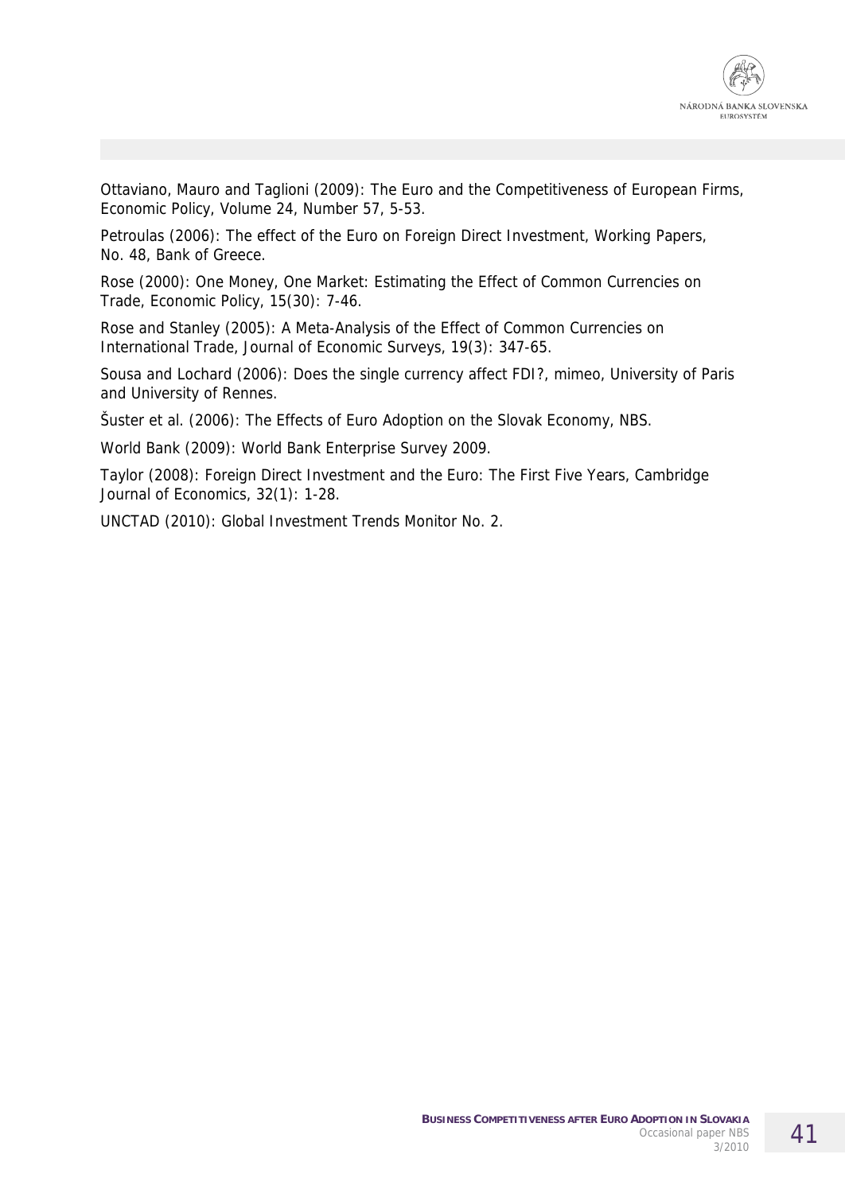Ottaviano, Mauro and Taglioni (2009): The Euro and the Competitiveness of European Firms, Economic Policy, Volume 24, Number 57, 5-53.

Petroulas (2006): The effect of the Euro on Foreign Direct Investment, Working Papers, No. 48, Bank of Greece.

Rose (2000): One Money, One Market: Estimating the Effect of Common Currencies on Trade, Economic Policy, 15(30): 7-46.

Rose and Stanley (2005): A Meta-Analysis of the Effect of Common Currencies on International Trade, Journal of Economic Surveys, 19(3): 347-65.

Sousa and Lochard (2006): Does the single currency affect FDI?, mimeo, University of Paris and University of Rennes.

Šuster et al. (2006): The Effects of Euro Adoption on the Slovak Economy, NBS.

World Bank (2009): World Bank Enterprise Survey 2009.

Taylor (2008): Foreign Direct Investment and the Euro: The First Five Years, Cambridge Journal of Economics, 32(1): 1-28.

UNCTAD (2010): Global Investment Trends Monitor No. 2.